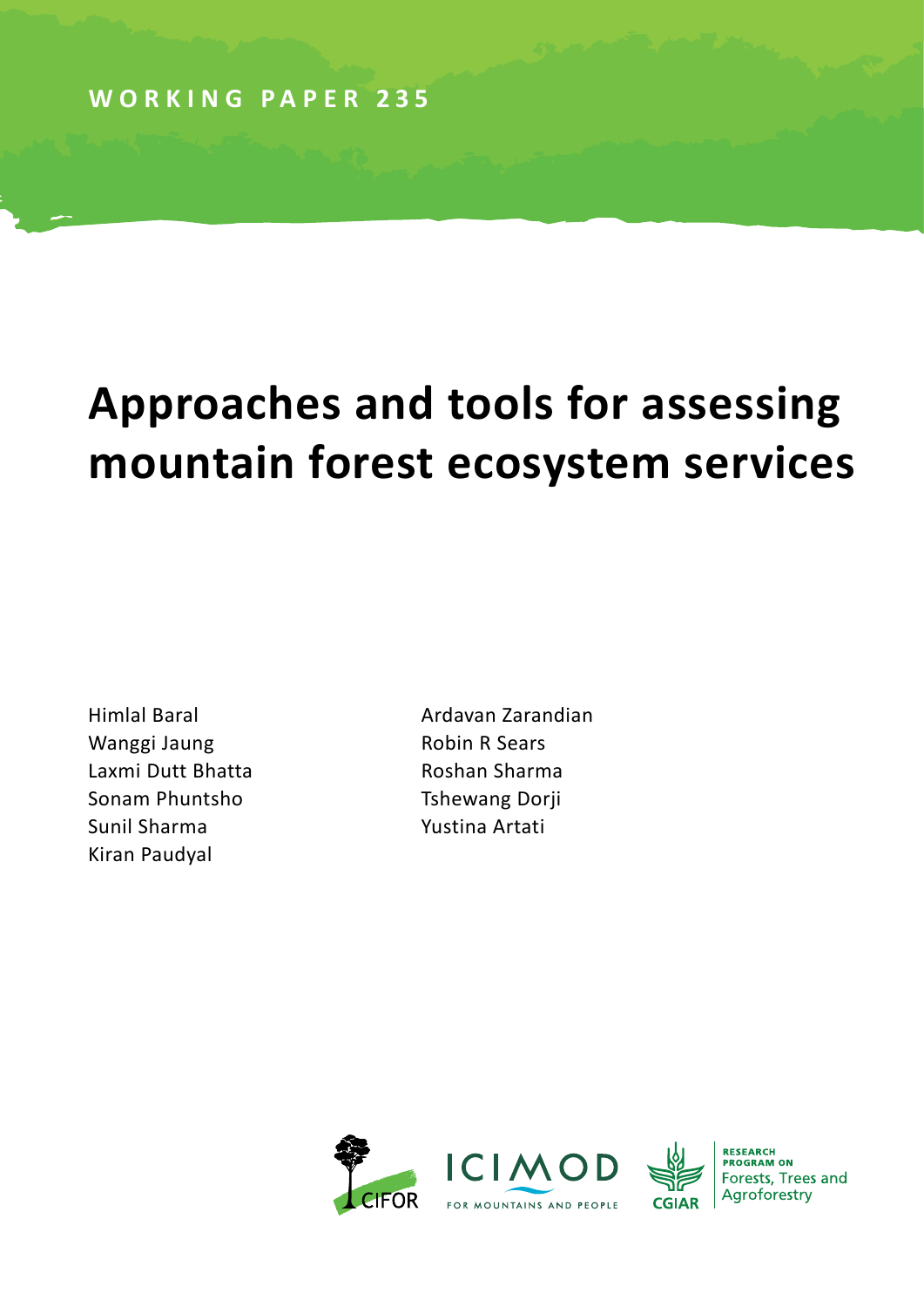WORKING PAPER 235

# Approaches and tools for assessing mountain forest ecosystem services

Himlal Baral
Wanggi Jaung
Laxmi Dutt Bhatta
Sonam Phuntsho
Sunil Sharma
Kiran Paudyal
Ardavan Zarandian
Robin R Sears
Roshan Sharma
Tshewang Dorji
Yustina Artati

CIFOR

ICIMOD
FOR MOUNTAINS AND PEOPLE

CGIAR

RESEARCH PROGRAM ON
Forests, Trees and Agroforestry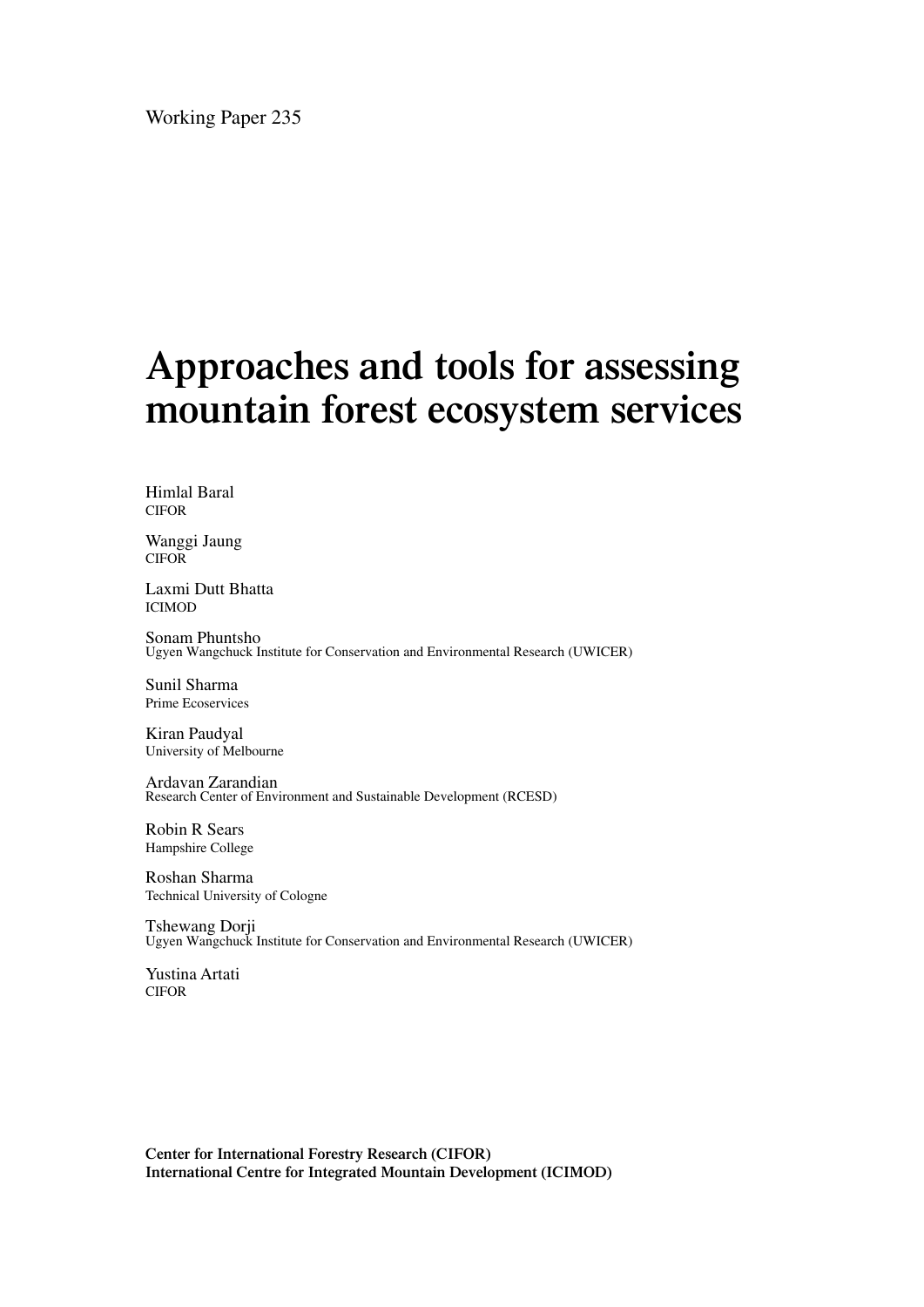Working Paper 235

# Approaches and tools for assessing mountain forest ecosystem services

Himlal Baral
CIFOR

Wanggi Jaung
CIFOR

Laxmi Dutt Bhatta
ICIMOD

Sonam Phuntsho
Ugyen Wangchuck Institute for Conservation and Environmental Research (UWICER)

Sunil Sharma
Prime Ecoservices

Kiran Paudyal
University of Melbourne

Ardavan Zarandian
Research Center of Environment and Sustainable Development (RCESD)

Robin R Sears
Hampshire College

Roshan Sharma
Technical University of Cologne

Tshewang Dorji
Ugyen Wangchuck Institute for Conservation and Environmental Research (UWICER)

Yustina Artati
CIFOR

**Center for International Forestry Research (CIFOR)**
**International Centre for Integrated Mountain Development (ICIMOD)**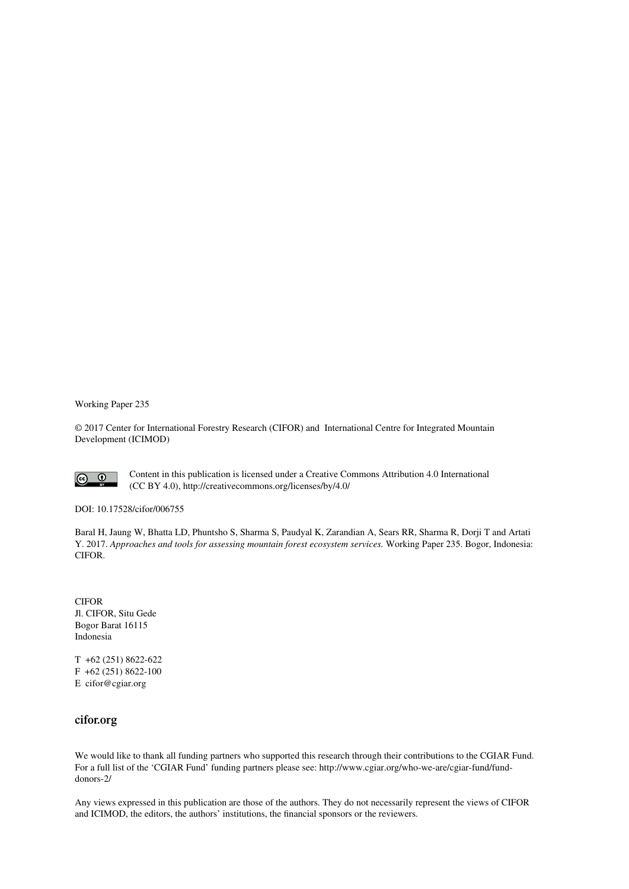Working Paper 235

© 2017 Center for International Forestry Research (CIFOR) and International Centre for Integrated Mountain Development (ICIMOD)

Content in this publication is licensed under a Creative Commons Attribution 4.0 International (CC BY 4.0), http://creativecommons.org/licenses/by/4.0/

DOI: 10.17528/cifor/006755

Baral H, Jaung W, Bhatta LD, Phuntsho S, Sharma S, Paudyal K, Zarandian A, Sears RR, Sharma R, Dorji T and Artati Y. 2017. *Approaches and tools for assessing mountain forest ecosystem services.* Working Paper 235. Bogor, Indonesia: CIFOR.

CIFOR
Jl. CIFOR, Situ Gede
Bogor Barat 16115
Indonesia

T +62 (251) 8622-622
F +62 (251) 8622-100
E cifor@cgiar.org

**cifor.org**

We would like to thank all funding partners who supported this research through their contributions to the CGIAR Fund. For a full list of the 'CGIAR Fund' funding partners please see: http://www.cgiar.org/who-we-are/cgiar-fund/fund-donors-2/

Any views expressed in this publication are those of the authors. They do not necessarily represent the views of CIFOR and ICIMOD, the editors, the authors' institutions, the financial sponsors or the reviewers.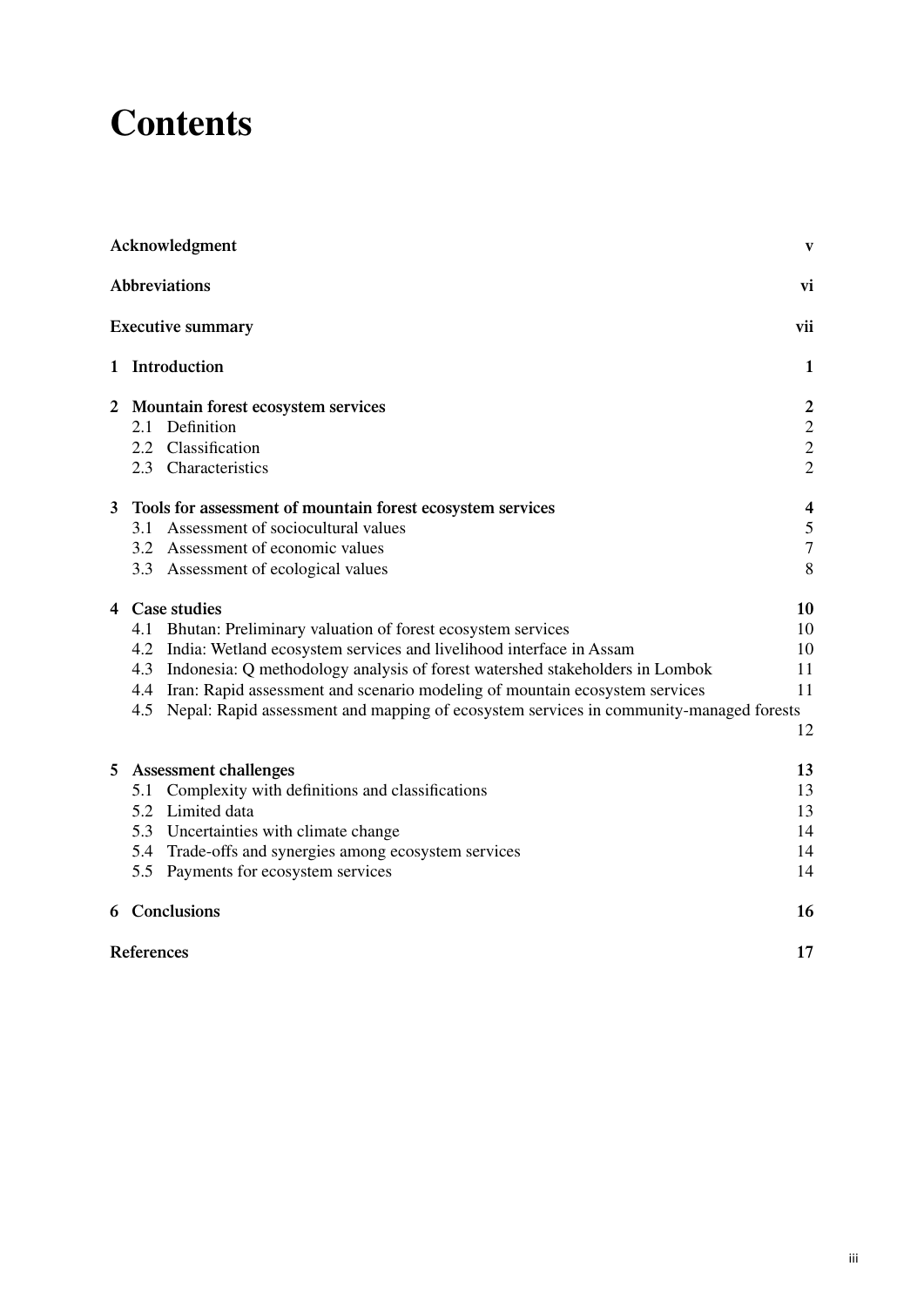# Contents

| | |
|---|---|
| **Acknowledgment** | **v** |
| **Abbreviations** | **vi** |
| **Executive summary** | **vii** |
| **1 Introduction** | **1** |
| **2 Mountain forest ecosystem services** | **2** |
| 2.1 Definition | 2 |
| 2.2 Classification | 2 |
| 2.3 Characteristics | 2 |
| **3 Tools for assessment of mountain forest ecosystem services** | **4** |
| 3.1 Assessment of sociocultural values | 5 |
| 3.2 Assessment of economic values | 7 |
| 3.3 Assessment of ecological values | 8 |
| **4 Case studies** | **10** |
| 4.1 Bhutan: Preliminary valuation of forest ecosystem services | 10 |
| 4.2 India: Wetland ecosystem services and livelihood interface in Assam | 10 |
| 4.3 Indonesia: Q methodology analysis of forest watershed stakeholders in Lombok | 11 |
| 4.4 Iran: Rapid assessment and scenario modeling of mountain ecosystem services | 11 |
| 4.5 Nepal: Rapid assessment and mapping of ecosystem services in community-managed forests | 12 |
| **5 Assessment challenges** | **13** |
| 5.1 Complexity with definitions and classifications | 13 |
| 5.2 Limited data | 13 |
| 5.3 Uncertainties with climate change | 14 |
| 5.4 Trade-offs and synergies among ecosystem services | 14 |
| 5.5 Payments for ecosystem services | 14 |
| **6 Conclusions** | **16** |
| **References** | **17** |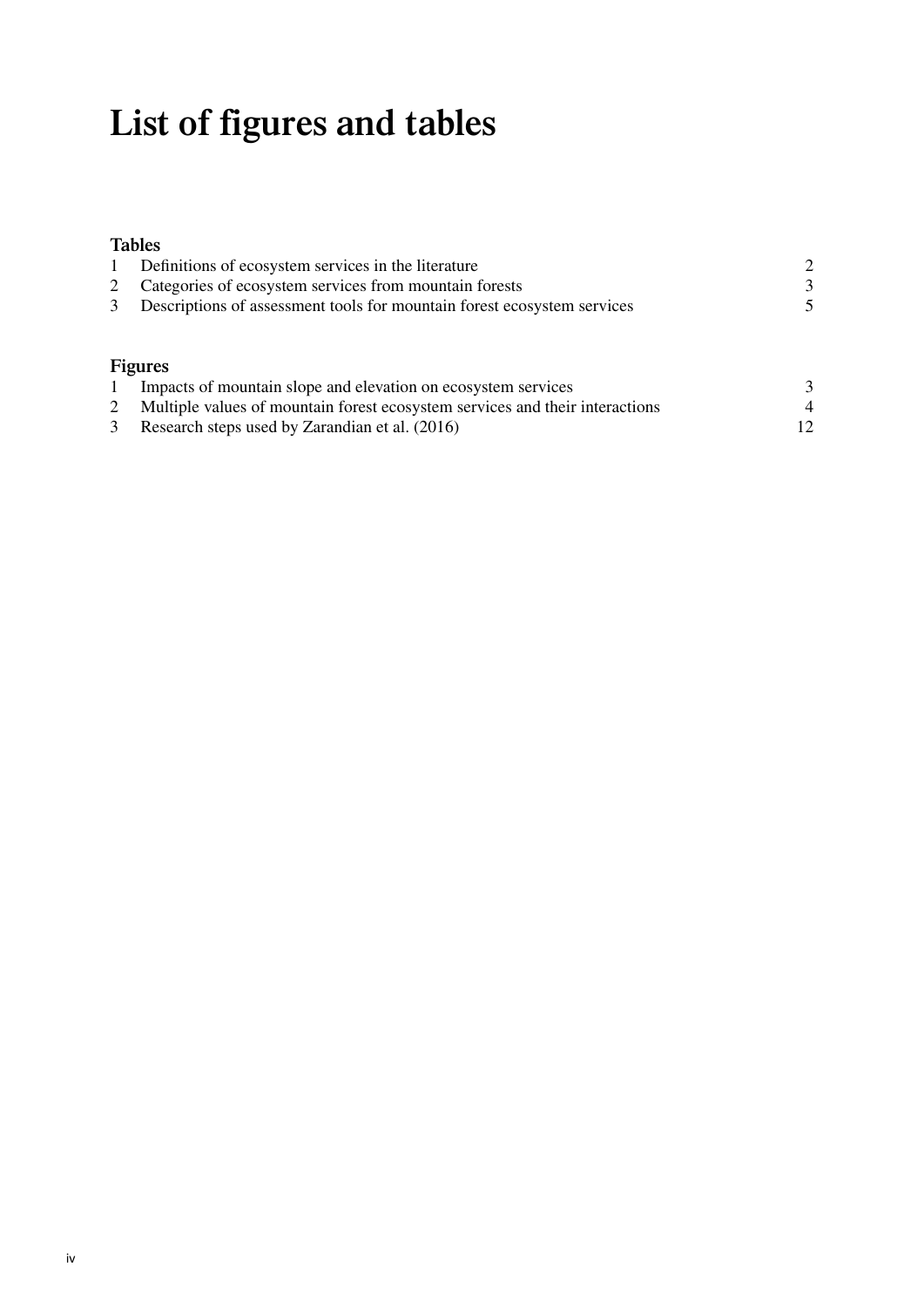# List of figures and tables

### Tables

| | | |
|---|---|---|
| 1 | Definitions of ecosystem services in the literature | 2 |
| 2 | Categories of ecosystem services from mountain forests | 3 |
| 3 | Descriptions of assessment tools for mountain forest ecosystem services | 5 |

### Figures

| | | |
|---|---|---|
| 1 | Impacts of mountain slope and elevation on ecosystem services | 3 |
| 2 | Multiple values of mountain forest ecosystem services and their interactions | 4 |
| 3 | Research steps used by Zarandian et al. (2016) | 12 |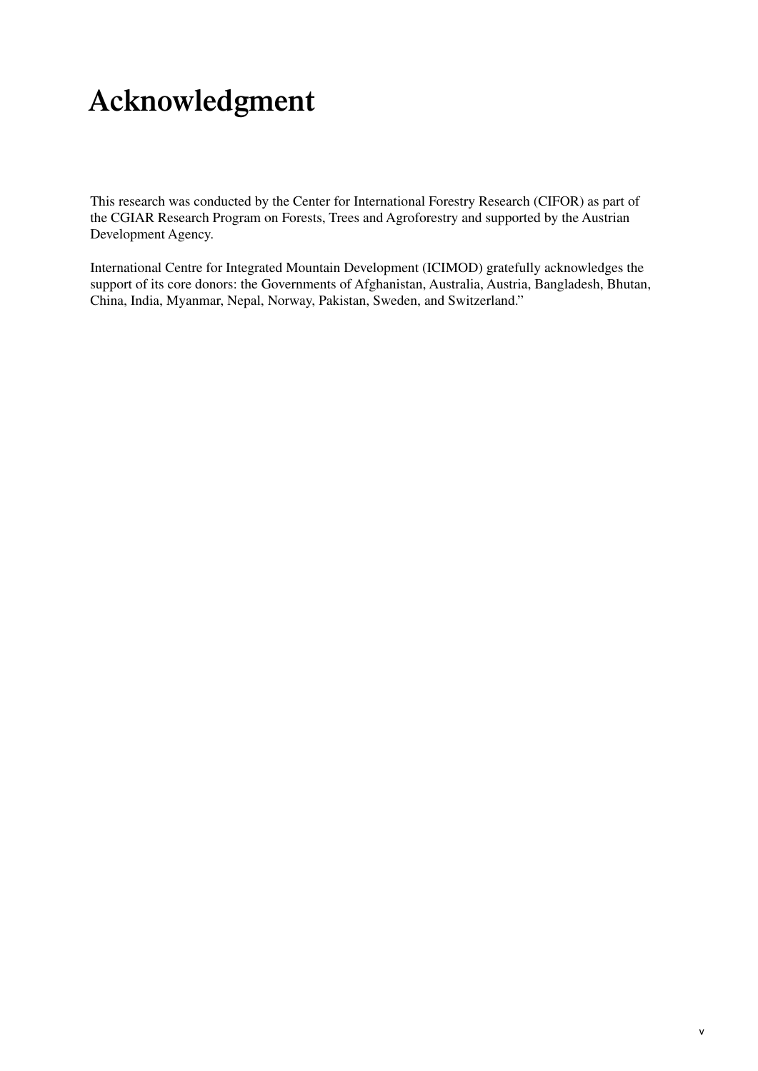# Acknowledgment

This research was conducted by the Center for International Forestry Research (CIFOR) as part of the CGIAR Research Program on Forests, Trees and Agroforestry and supported by the Austrian Development Agency.

International Centre for Integrated Mountain Development (ICIMOD) gratefully acknowledges the support of its core donors: the Governments of Afghanistan, Australia, Austria, Bangladesh, Bhutan, China, India, Myanmar, Nepal, Norway, Pakistan, Sweden, and Switzerland."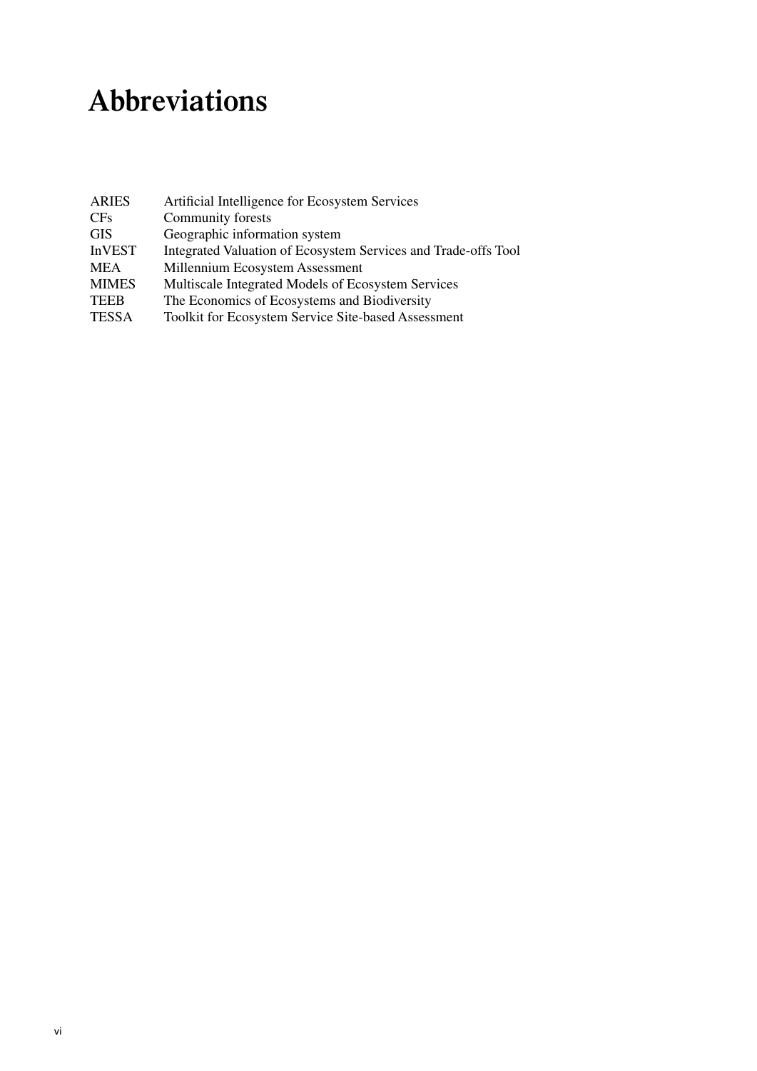# Abbreviations

| | |
|---|---|
| ARIES | Artificial Intelligence for Ecosystem Services |
| CFs | Community forests |
| GIS | Geographic information system |
| InVEST | Integrated Valuation of Ecosystem Services and Trade-offs Tool |
| MEA | Millennium Ecosystem Assessment |
| MIMES | Multiscale Integrated Models of Ecosystem Services |
| TEEB | The Economics of Ecosystems and Biodiversity |
| TESSA | Toolkit for Ecosystem Service Site-based Assessment |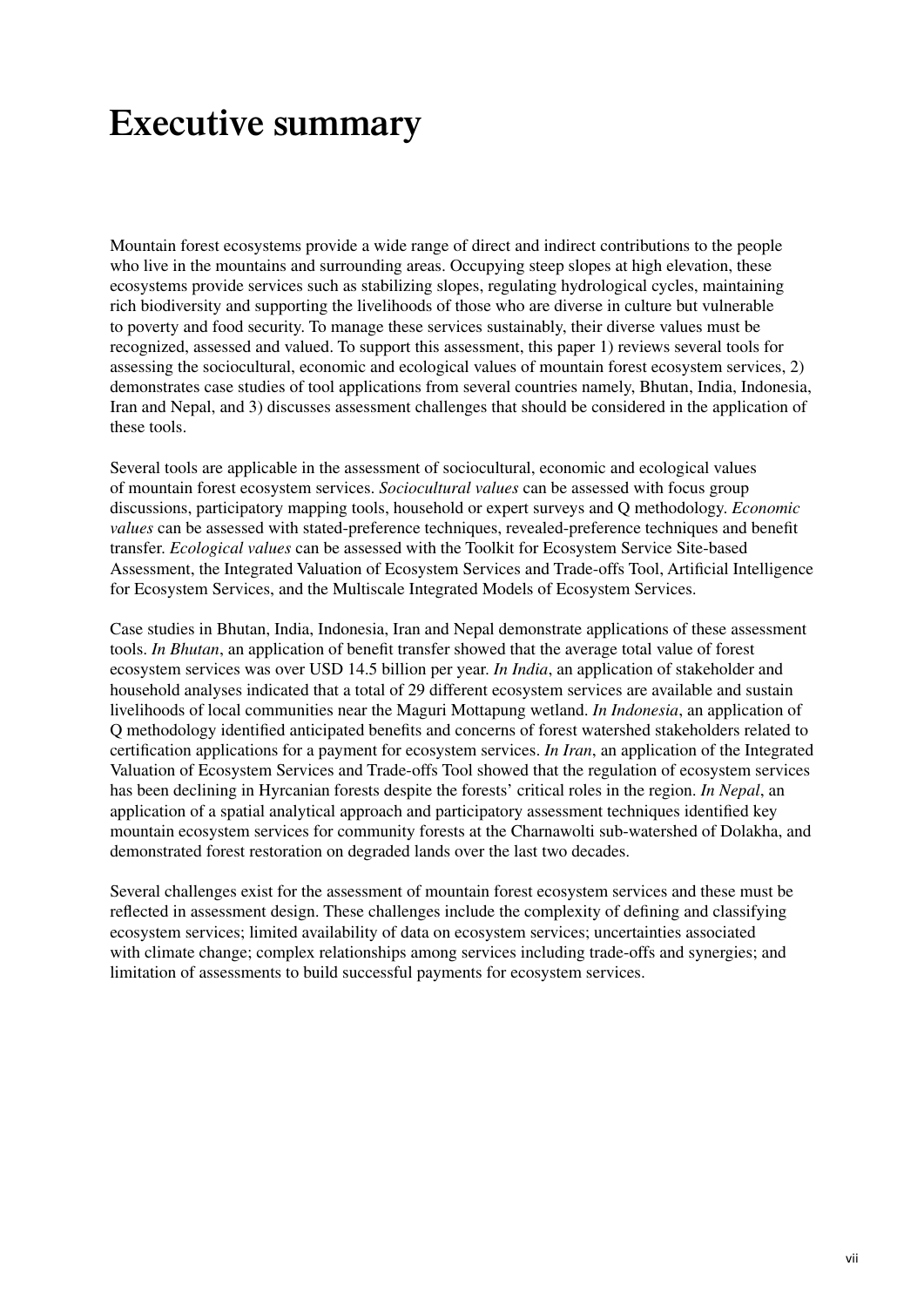# Executive summary

Mountain forest ecosystems provide a wide range of direct and indirect contributions to the people who live in the mountains and surrounding areas. Occupying steep slopes at high elevation, these ecosystems provide services such as stabilizing slopes, regulating hydrological cycles, maintaining rich biodiversity and supporting the livelihoods of those who are diverse in culture but vulnerable to poverty and food security. To manage these services sustainably, their diverse values must be recognized, assessed and valued. To support this assessment, this paper 1) reviews several tools for assessing the sociocultural, economic and ecological values of mountain forest ecosystem services, 2) demonstrates case studies of tool applications from several countries namely, Bhutan, India, Indonesia, Iran and Nepal, and 3) discusses assessment challenges that should be considered in the application of these tools.

Several tools are applicable in the assessment of sociocultural, economic and ecological values of mountain forest ecosystem services. *Sociocultural values* can be assessed with focus group discussions, participatory mapping tools, household or expert surveys and Q methodology. *Economic values* can be assessed with stated-preference techniques, revealed-preference techniques and benefit transfer. *Ecological values* can be assessed with the Toolkit for Ecosystem Service Site-based Assessment, the Integrated Valuation of Ecosystem Services and Trade-offs Tool, Artificial Intelligence for Ecosystem Services, and the Multiscale Integrated Models of Ecosystem Services.

Case studies in Bhutan, India, Indonesia, Iran and Nepal demonstrate applications of these assessment tools. *In Bhutan*, an application of benefit transfer showed that the average total value of forest ecosystem services was over USD 14.5 billion per year. *In India*, an application of stakeholder and household analyses indicated that a total of 29 different ecosystem services are available and sustain livelihoods of local communities near the Maguri Mottapung wetland. *In Indonesia*, an application of Q methodology identified anticipated benefits and concerns of forest watershed stakeholders related to certification applications for a payment for ecosystem services. *In Iran*, an application of the Integrated Valuation of Ecosystem Services and Trade-offs Tool showed that the regulation of ecosystem services has been declining in Hyrcanian forests despite the forests' critical roles in the region. *In Nepal*, an application of a spatial analytical approach and participatory assessment techniques identified key mountain ecosystem services for community forests at the Charnawolti sub-watershed of Dolakha, and demonstrated forest restoration on degraded lands over the last two decades.

Several challenges exist for the assessment of mountain forest ecosystem services and these must be reflected in assessment design. These challenges include the complexity of defining and classifying ecosystem services; limited availability of data on ecosystem services; uncertainties associated with climate change; complex relationships among services including trade-offs and synergies; and limitation of assessments to build successful payments for ecosystem services.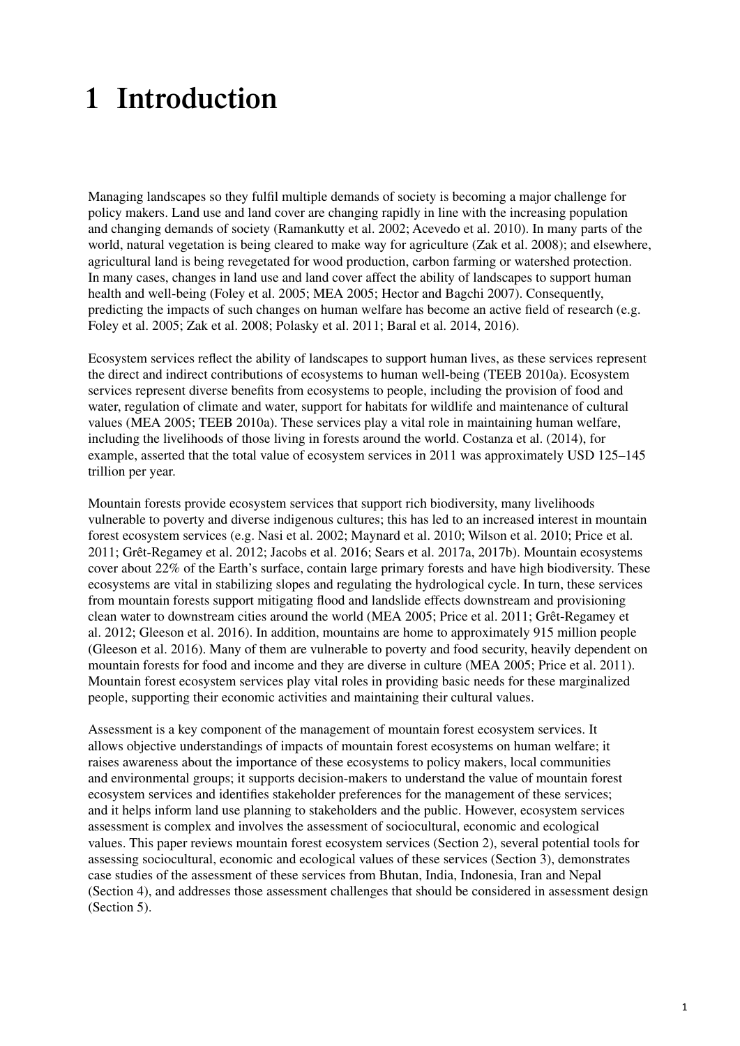# 1 Introduction

Managing landscapes so they fulfil multiple demands of society is becoming a major challenge for policy makers. Land use and land cover are changing rapidly in line with the increasing population and changing demands of society (Ramankutty et al. 2002; Acevedo et al. 2010). In many parts of the world, natural vegetation is being cleared to make way for agriculture (Zak et al. 2008); and elsewhere, agricultural land is being revegetated for wood production, carbon farming or watershed protection. In many cases, changes in land use and land cover affect the ability of landscapes to support human health and well-being (Foley et al. 2005; MEA 2005; Hector and Bagchi 2007). Consequently, predicting the impacts of such changes on human welfare has become an active field of research (e.g. Foley et al. 2005; Zak et al. 2008; Polasky et al. 2011; Baral et al. 2014, 2016).

Ecosystem services reflect the ability of landscapes to support human lives, as these services represent the direct and indirect contributions of ecosystems to human well-being (TEEB 2010a). Ecosystem services represent diverse benefits from ecosystems to people, including the provision of food and water, regulation of climate and water, support for habitats for wildlife and maintenance of cultural values (MEA 2005; TEEB 2010a). These services play a vital role in maintaining human welfare, including the livelihoods of those living in forests around the world. Costanza et al. (2014), for example, asserted that the total value of ecosystem services in 2011 was approximately USD 125–145 trillion per year.

Mountain forests provide ecosystem services that support rich biodiversity, many livelihoods vulnerable to poverty and diverse indigenous cultures; this has led to an increased interest in mountain forest ecosystem services (e.g. Nasi et al. 2002; Maynard et al. 2010; Wilson et al. 2010; Price et al. 2011; Grêt-Regamey et al. 2012; Jacobs et al. 2016; Sears et al. 2017a, 2017b). Mountain ecosystems cover about 22% of the Earth's surface, contain large primary forests and have high biodiversity. These ecosystems are vital in stabilizing slopes and regulating the hydrological cycle. In turn, these services from mountain forests support mitigating flood and landslide effects downstream and provisioning clean water to downstream cities around the world (MEA 2005; Price et al. 2011; Grêt-Regamey et al. 2012; Gleeson et al. 2016). In addition, mountains are home to approximately 915 million people (Gleeson et al. 2016). Many of them are vulnerable to poverty and food security, heavily dependent on mountain forests for food and income and they are diverse in culture (MEA 2005; Price et al. 2011). Mountain forest ecosystem services play vital roles in providing basic needs for these marginalized people, supporting their economic activities and maintaining their cultural values.

Assessment is a key component of the management of mountain forest ecosystem services. It allows objective understandings of impacts of mountain forest ecosystems on human welfare; it raises awareness about the importance of these ecosystems to policy makers, local communities and environmental groups; it supports decision-makers to understand the value of mountain forest ecosystem services and identifies stakeholder preferences for the management of these services; and it helps inform land use planning to stakeholders and the public. However, ecosystem services assessment is complex and involves the assessment of sociocultural, economic and ecological values. This paper reviews mountain forest ecosystem services (Section 2), several potential tools for assessing sociocultural, economic and ecological values of these services (Section 3), demonstrates case studies of the assessment of these services from Bhutan, India, Indonesia, Iran and Nepal (Section 4), and addresses those assessment challenges that should be considered in assessment design (Section 5).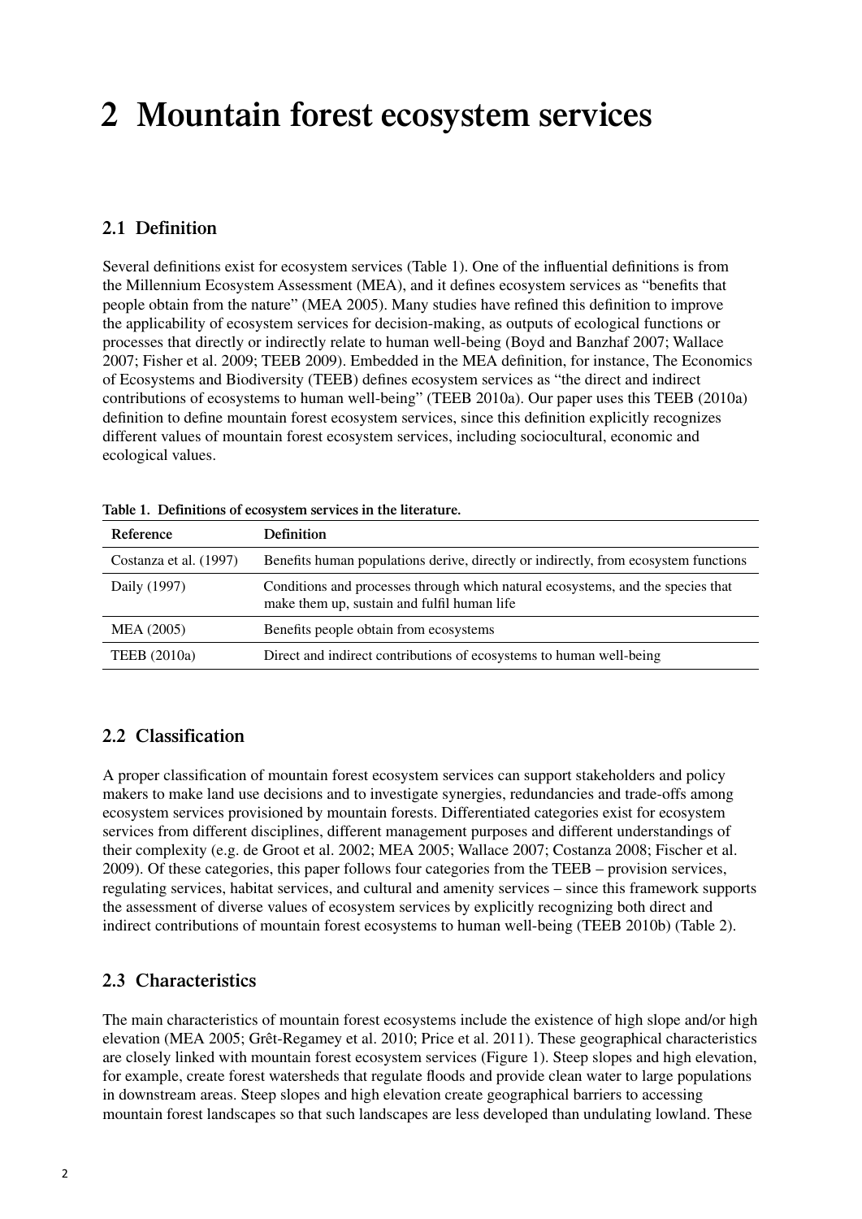# 2 Mountain forest ecosystem services

## 2.1 Definition

Several definitions exist for ecosystem services (Table 1). One of the influential definitions is from the Millennium Ecosystem Assessment (MEA), and it defines ecosystem services as "benefits that people obtain from the nature" (MEA 2005). Many studies have refined this definition to improve the applicability of ecosystem services for decision-making, as outputs of ecological functions or processes that directly or indirectly relate to human well-being (Boyd and Banzhaf 2007; Wallace 2007; Fisher et al. 2009; TEEB 2009). Embedded in the MEA definition, for instance, The Economics of Ecosystems and Biodiversity (TEEB) defines ecosystem services as "the direct and indirect contributions of ecosystems to human well-being" (TEEB 2010a). Our paper uses this TEEB (2010a) definition to define mountain forest ecosystem services, since this definition explicitly recognizes different values of mountain forest ecosystem services, including sociocultural, economic and ecological values.

**Table 1. Definitions of ecosystem services in the literature.**

| Reference | Definition |
|---|---|
| Costanza et al. (1997) | Benefits human populations derive, directly or indirectly, from ecosystem functions |
| Daily (1997) | Conditions and processes through which natural ecosystems, and the species that make them up, sustain and fulfil human life |
| MEA (2005) | Benefits people obtain from ecosystems |
| TEEB (2010a) | Direct and indirect contributions of ecosystems to human well-being |

## 2.2 Classification

A proper classification of mountain forest ecosystem services can support stakeholders and policy makers to make land use decisions and to investigate synergies, redundancies and trade-offs among ecosystem services provisioned by mountain forests. Differentiated categories exist for ecosystem services from different disciplines, different management purposes and different understandings of their complexity (e.g. de Groot et al. 2002; MEA 2005; Wallace 2007; Costanza 2008; Fischer et al. 2009). Of these categories, this paper follows four categories from the TEEB – provision services, regulating services, habitat services, and cultural and amenity services – since this framework supports the assessment of diverse values of ecosystem services by explicitly recognizing both direct and indirect contributions of mountain forest ecosystems to human well-being (TEEB 2010b) (Table 2).

## 2.3 Characteristics

The main characteristics of mountain forest ecosystems include the existence of high slope and/or high elevation (MEA 2005; Grêt-Regamey et al. 2010; Price et al. 2011). These geographical characteristics are closely linked with mountain forest ecosystem services (Figure 1). Steep slopes and high elevation, for example, create forest watersheds that regulate floods and provide clean water to large populations in downstream areas. Steep slopes and high elevation create geographical barriers to accessing mountain forest landscapes so that such landscapes are less developed than undulating lowland. These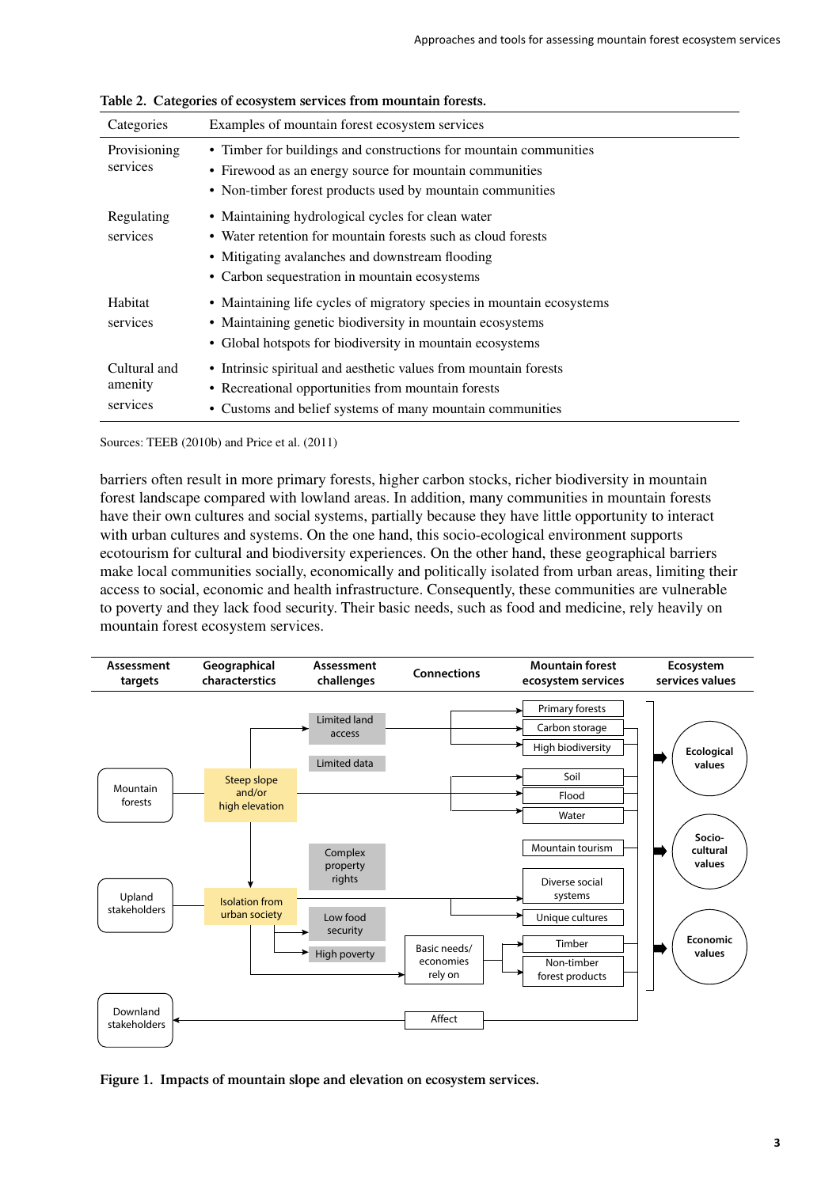**Table 2. Categories of ecosystem services from mountain forests.**

| Categories | Examples of mountain forest ecosystem services |
|---|---|
| Provisioning services | • Timber for buildings and constructions for mountain communities<br>• Firewood as an energy source for mountain communities<br>• Non-timber forest products used by mountain communities |
| Regulating services | • Maintaining hydrological cycles for clean water<br>• Water retention for mountain forests such as cloud forests<br>• Mitigating avalanches and downstream flooding<br>• Carbon sequestration in mountain ecosystems |
| Habitat services | • Maintaining life cycles of migratory species in mountain ecosystems<br>• Maintaining genetic biodiversity in mountain ecosystems<br>• Global hotspots for biodiversity in mountain ecosystems |
| Cultural and amenity services | • Intrinsic spiritual and aesthetic values from mountain forests<br>• Recreational opportunities from mountain forests<br>• Customs and belief systems of many mountain communities |

Sources: TEEB (2010b) and Price et al. (2011)

barriers often result in more primary forests, higher carbon stocks, richer biodiversity in mountain forest landscape compared with lowland areas. In addition, many communities in mountain forests have their own cultures and social systems, partially because they have little opportunity to interact with urban cultures and systems. On the one hand, this socio-ecological environment supports ecotourism for cultural and biodiversity experiences. On the other hand, these geographical barriers make local communities socially, economically and politically isolated from urban areas, limiting their access to social, economic and health infrastructure. Consequently, these communities are vulnerable to poverty and they lack food security. Their basic needs, such as food and medicine, rely heavily on mountain forest ecosystem services.

**Figure 1. Impacts of mountain slope and elevation on ecosystem services.**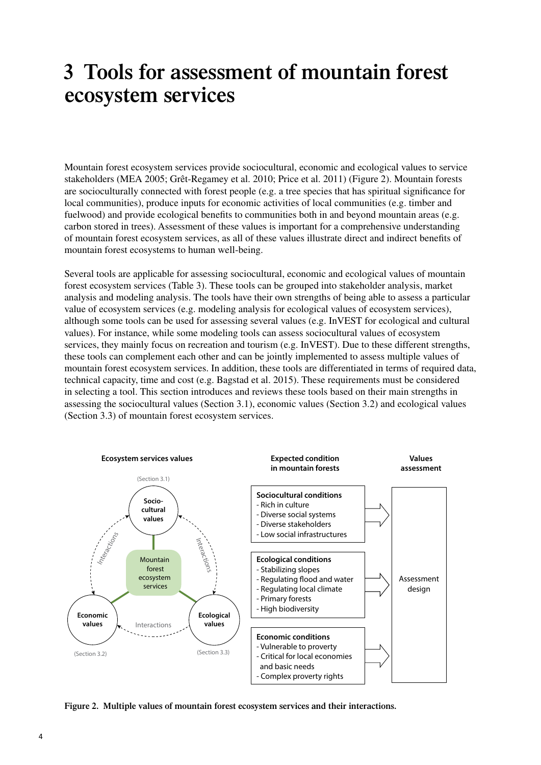# 3 Tools for assessment of mountain forest ecosystem services

Mountain forest ecosystem services provide sociocultural, economic and ecological values to service stakeholders (MEA 2005; Grêt-Regamey et al. 2010; Price et al. 2011) (Figure 2). Mountain forests are socioculturally connected with forest people (e.g. a tree species that has spiritual significance for local communities), produce inputs for economic activities of local communities (e.g. timber and fuelwood) and provide ecological benefits to communities both in and beyond mountain areas (e.g. carbon stored in trees). Assessment of these values is important for a comprehensive understanding of mountain forest ecosystem services, as all of these values illustrate direct and indirect benefits of mountain forest ecosystems to human well-being.

Several tools are applicable for assessing sociocultural, economic and ecological values of mountain forest ecosystem services (Table 3). These tools can be grouped into stakeholder analysis, market analysis and modeling analysis. The tools have their own strengths of being able to assess a particular value of ecosystem services (e.g. modeling analysis for ecological values of ecosystem services), although some tools can be used for assessing several values (e.g. InVEST for ecological and cultural values). For instance, while some modeling tools can assess sociocultural values of ecosystem services, they mainly focus on recreation and tourism (e.g. InVEST). Due to these different strengths, these tools can complement each other and can be jointly implemented to assess multiple values of mountain forest ecosystem services. In addition, these tools are differentiated in terms of required data, technical capacity, time and cost (e.g. Bagstad et al. 2015). These requirements must be considered in selecting a tool. This section introduces and reviews these tools based on their main strengths in assessing the sociocultural values (Section 3.1), economic values (Section 3.2) and ecological values (Section 3.3) of mountain forest ecosystem services.

**Ecosystem services values**

- Mountain forest ecosystem services
- Sociocultural values (Section 3.1)
- Economic values (Section 3.2)
- Ecological values (Section 3.3)
- Interactions

**Expected condition in mountain forests**

**Sociocultural conditions**
- Rich in culture
- Diverse social systems
- Diverse stakeholders
- Low social infrastructures

**Ecological conditions**
- Stabilizing slopes
- Regulating flood and water
- Regulating local climate
- Primary forests
- High biodiversity

**Economic conditions**
- Vulnerable to proverty
- Critical for local economies and basic needs
- Complex proverty rights

**Values assessment**

Assessment design

**Figure 2. Multiple values of mountain forest ecosystem services and their interactions.**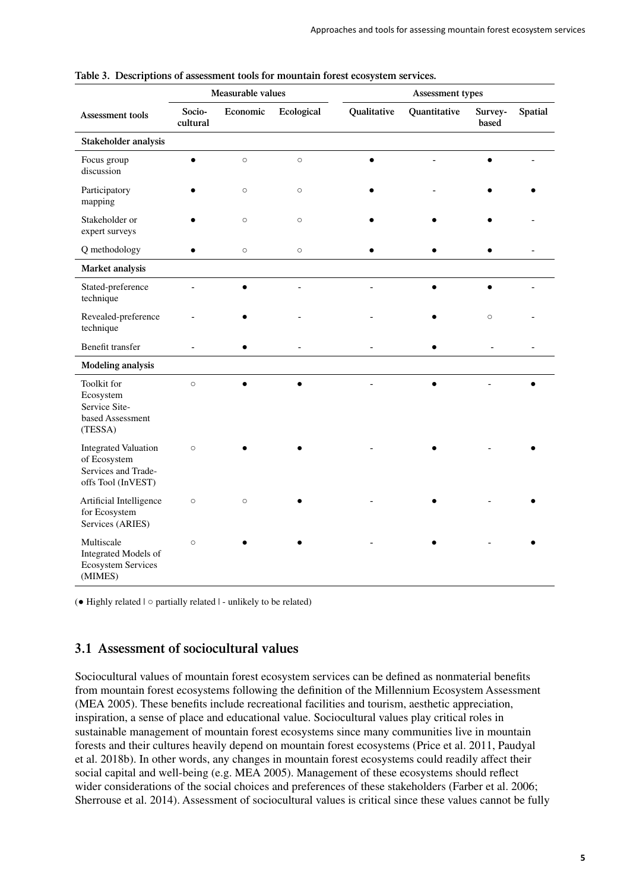**Table 3. Descriptions of assessment tools for mountain forest ecosystem services.**

| Assessment tools | Measurable values | | | Assessment types | | | |
|---|---|---|---|---|---|---|---|
| | Socio-cultural | Economic | Ecological | Qualitative | Quantitative | Survey-based | Spatial |
| **Stakeholder analysis** | | | | | | | |
| Focus group discussion | ● | ○ | ○ | ● | - | ● | - |
| Participatory mapping | ● | ○ | ○ | ● | - | ● | ● |
| Stakeholder or expert surveys | ● | ○ | ○ | ● | ● | ● | - |
| Q methodology | ● | ○ | ○ | ● | ● | ● | - |
| **Market analysis** | | | | | | | |
| Stated-preference technique | - | ● | - | - | ● | ● | - |
| Revealed-preference technique | - | ● | - | - | ● | ○ | - |
| Benefit transfer | - | ● | - | - | ● | - | - |
| **Modeling analysis** | | | | | | | |
| Toolkit for Ecosystem Service Site-based Assessment (TESSA) | ○ | ● | ● | - | ● | - | ● |
| Integrated Valuation of Ecosystem Services and Trade-offs Tool (InVEST) | ○ | ● | ● | - | ● | - | ● |
| Artificial Intelligence for Ecosystem Services (ARIES) | ○ | ○ | ● | - | ● | - | ● |
| Multiscale Integrated Models of Ecosystem Services (MIMES) | ○ | ● | ● | - | ● | - | ● |

(● Highly related | ○ partially related | - unlikely to be related)

## 3.1 Assessment of sociocultural values

Sociocultural values of mountain forest ecosystem services can be defined as nonmaterial benefits from mountain forest ecosystems following the definition of the Millennium Ecosystem Assessment (MEA 2005). These benefits include recreational facilities and tourism, aesthetic appreciation, inspiration, a sense of place and educational value. Sociocultural values play critical roles in sustainable management of mountain forest ecosystems since many communities live in mountain forests and their cultures heavily depend on mountain forest ecosystems (Price et al. 2011, Paudyal et al. 2018b). In other words, any changes in mountain forest ecosystems could readily affect their social capital and well-being (e.g. MEA 2005). Management of these ecosystems should reflect wider considerations of the social choices and preferences of these stakeholders (Farber et al. 2006; Sherrouse et al. 2014). Assessment of sociocultural values is critical since these values cannot be fully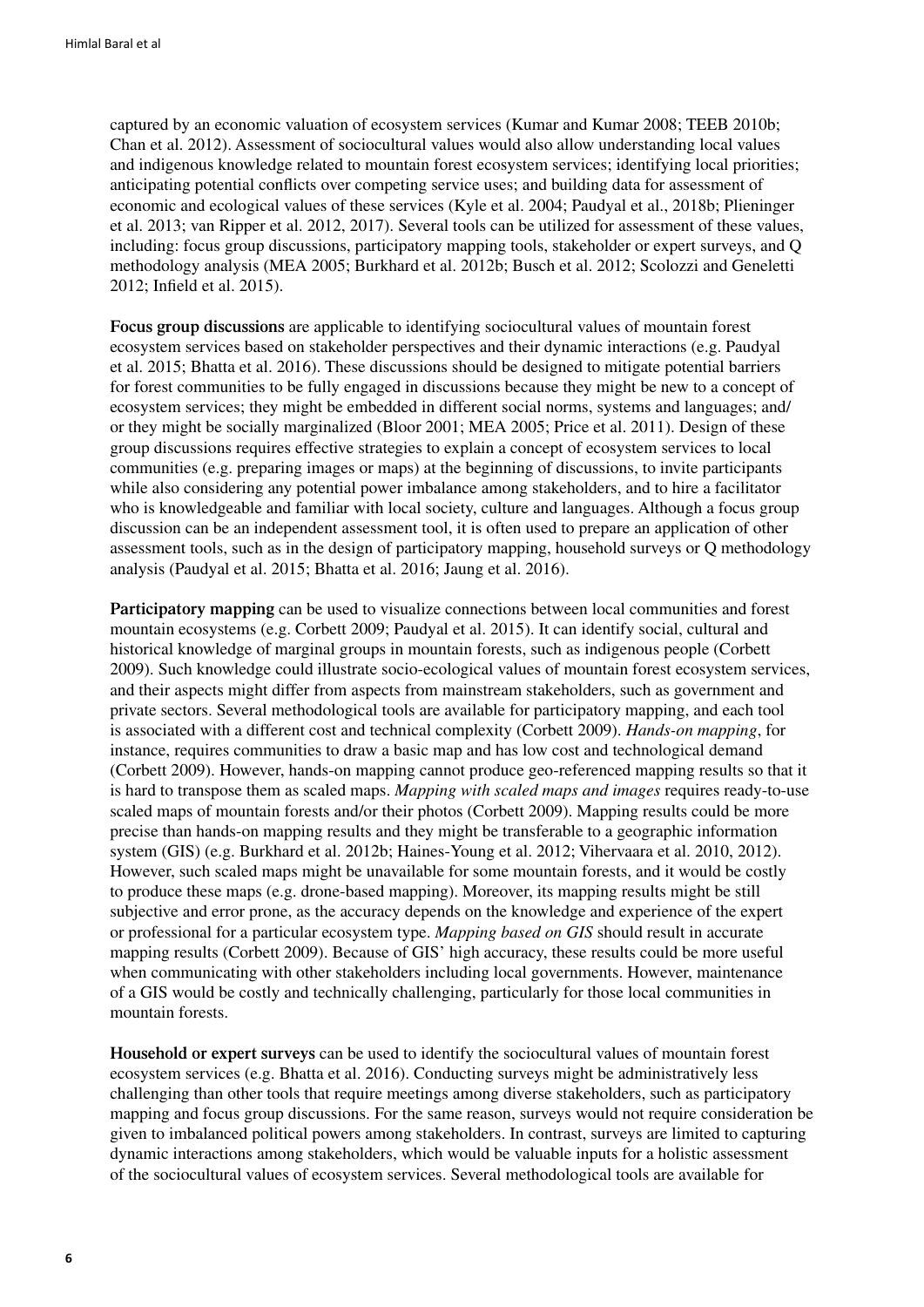captured by an economic valuation of ecosystem services (Kumar and Kumar 2008; TEEB 2010b; Chan et al. 2012). Assessment of sociocultural values would also allow understanding local values and indigenous knowledge related to mountain forest ecosystem services; identifying local priorities; anticipating potential conflicts over competing service uses; and building data for assessment of economic and ecological values of these services (Kyle et al. 2004; Paudyal et al., 2018b; Plieninger et al. 2013; van Ripper et al. 2012, 2017). Several tools can be utilized for assessment of these values, including: focus group discussions, participatory mapping tools, stakeholder or expert surveys, and Q methodology analysis (MEA 2005; Burkhard et al. 2012b; Busch et al. 2012; Scolozzi and Geneletti 2012; Infield et al. 2015).

**Focus group discussions** are applicable to identifying sociocultural values of mountain forest ecosystem services based on stakeholder perspectives and their dynamic interactions (e.g. Paudyal et al. 2015; Bhatta et al. 2016). These discussions should be designed to mitigate potential barriers for forest communities to be fully engaged in discussions because they might be new to a concept of ecosystem services; they might be embedded in different social norms, systems and languages; and/or they might be socially marginalized (Bloor 2001; MEA 2005; Price et al. 2011). Design of these group discussions requires effective strategies to explain a concept of ecosystem services to local communities (e.g. preparing images or maps) at the beginning of discussions, to invite participants while also considering any potential power imbalance among stakeholders, and to hire a facilitator who is knowledgeable and familiar with local society, culture and languages. Although a focus group discussion can be an independent assessment tool, it is often used to prepare an application of other assessment tools, such as in the design of participatory mapping, household surveys or Q methodology analysis (Paudyal et al. 2015; Bhatta et al. 2016; Jaung et al. 2016).

**Participatory mapping** can be used to visualize connections between local communities and forest mountain ecosystems (e.g. Corbett 2009; Paudyal et al. 2015). It can identify social, cultural and historical knowledge of marginal groups in mountain forests, such as indigenous people (Corbett 2009). Such knowledge could illustrate socio-ecological values of mountain forest ecosystem services, and their aspects might differ from aspects from mainstream stakeholders, such as government and private sectors. Several methodological tools are available for participatory mapping, and each tool is associated with a different cost and technical complexity (Corbett 2009). *Hands-on mapping*, for instance, requires communities to draw a basic map and has low cost and technological demand (Corbett 2009). However, hands-on mapping cannot produce geo-referenced mapping results so that it is hard to transpose them as scaled maps. *Mapping with scaled maps and images* requires ready-to-use scaled maps of mountain forests and/or their photos (Corbett 2009). Mapping results could be more precise than hands-on mapping results and they might be transferable to a geographic information system (GIS) (e.g. Burkhard et al. 2012b; Haines-Young et al. 2012; Vihervaara et al. 2010, 2012). However, such scaled maps might be unavailable for some mountain forests, and it would be costly to produce these maps (e.g. drone-based mapping). Moreover, its mapping results might be still subjective and error prone, as the accuracy depends on the knowledge and experience of the expert or professional for a particular ecosystem type. *Mapping based on GIS* should result in accurate mapping results (Corbett 2009). Because of GIS' high accuracy, these results could be more useful when communicating with other stakeholders including local governments. However, maintenance of a GIS would be costly and technically challenging, particularly for those local communities in mountain forests.

**Household or expert surveys** can be used to identify the sociocultural values of mountain forest ecosystem services (e.g. Bhatta et al. 2016). Conducting surveys might be administratively less challenging than other tools that require meetings among diverse stakeholders, such as participatory mapping and focus group discussions. For the same reason, surveys would not require consideration be given to imbalanced political powers among stakeholders. In contrast, surveys are limited to capturing dynamic interactions among stakeholders, which would be valuable inputs for a holistic assessment of the sociocultural values of ecosystem services. Several methodological tools are available for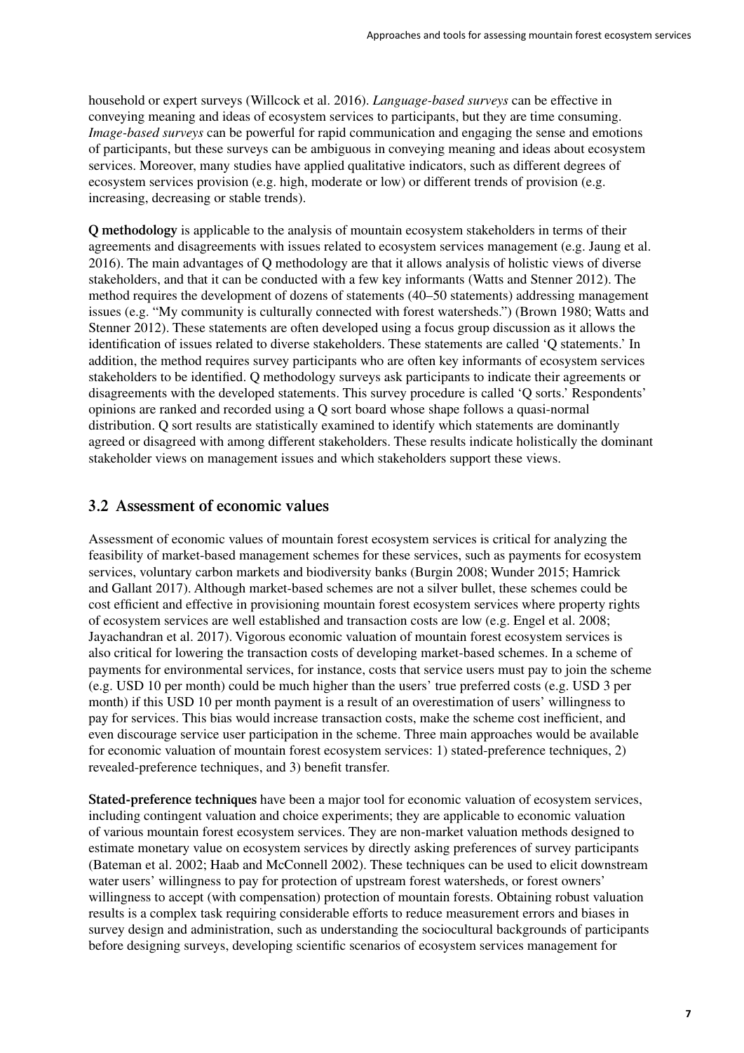household or expert surveys (Willcock et al. 2016). *Language-based surveys* can be effective in conveying meaning and ideas of ecosystem services to participants, but they are time consuming. *Image-based surveys* can be powerful for rapid communication and engaging the sense and emotions of participants, but these surveys can be ambiguous in conveying meaning and ideas about ecosystem services. Moreover, many studies have applied qualitative indicators, such as different degrees of ecosystem services provision (e.g. high, moderate or low) or different trends of provision (e.g. increasing, decreasing or stable trends).

**Q methodology** is applicable to the analysis of mountain ecosystem stakeholders in terms of their agreements and disagreements with issues related to ecosystem services management (e.g. Jaung et al. 2016). The main advantages of Q methodology are that it allows analysis of holistic views of diverse stakeholders, and that it can be conducted with a few key informants (Watts and Stenner 2012). The method requires the development of dozens of statements (40–50 statements) addressing management issues (e.g. "My community is culturally connected with forest watersheds.") (Brown 1980; Watts and Stenner 2012). These statements are often developed using a focus group discussion as it allows the identification of issues related to diverse stakeholders. These statements are called 'Q statements.' In addition, the method requires survey participants who are often key informants of ecosystem services stakeholders to be identified. Q methodology surveys ask participants to indicate their agreements or disagreements with the developed statements. This survey procedure is called 'Q sorts.' Respondents' opinions are ranked and recorded using a Q sort board whose shape follows a quasi-normal distribution. Q sort results are statistically examined to identify which statements are dominantly agreed or disagreed with among different stakeholders. These results indicate holistically the dominant stakeholder views on management issues and which stakeholders support these views.

## 3.2 Assessment of economic values

Assessment of economic values of mountain forest ecosystem services is critical for analyzing the feasibility of market-based management schemes for these services, such as payments for ecosystem services, voluntary carbon markets and biodiversity banks (Burgin 2008; Wunder 2015; Hamrick and Gallant 2017). Although market-based schemes are not a silver bullet, these schemes could be cost efficient and effective in provisioning mountain forest ecosystem services where property rights of ecosystem services are well established and transaction costs are low (e.g. Engel et al. 2008; Jayachandran et al. 2017). Vigorous economic valuation of mountain forest ecosystem services is also critical for lowering the transaction costs of developing market-based schemes. In a scheme of payments for environmental services, for instance, costs that service users must pay to join the scheme (e.g. USD 10 per month) could be much higher than the users' true preferred costs (e.g. USD 3 per month) if this USD 10 per month payment is a result of an overestimation of users' willingness to pay for services. This bias would increase transaction costs, make the scheme cost inefficient, and even discourage service user participation in the scheme. Three main approaches would be available for economic valuation of mountain forest ecosystem services: 1) stated-preference techniques, 2) revealed-preference techniques, and 3) benefit transfer.

**Stated-preference techniques** have been a major tool for economic valuation of ecosystem services, including contingent valuation and choice experiments; they are applicable to economic valuation of various mountain forest ecosystem services. They are non-market valuation methods designed to estimate monetary value on ecosystem services by directly asking preferences of survey participants (Bateman et al. 2002; Haab and McConnell 2002). These techniques can be used to elicit downstream water users' willingness to pay for protection of upstream forest watersheds, or forest owners' willingness to accept (with compensation) protection of mountain forests. Obtaining robust valuation results is a complex task requiring considerable efforts to reduce measurement errors and biases in survey design and administration, such as understanding the sociocultural backgrounds of participants before designing surveys, developing scientific scenarios of ecosystem services management for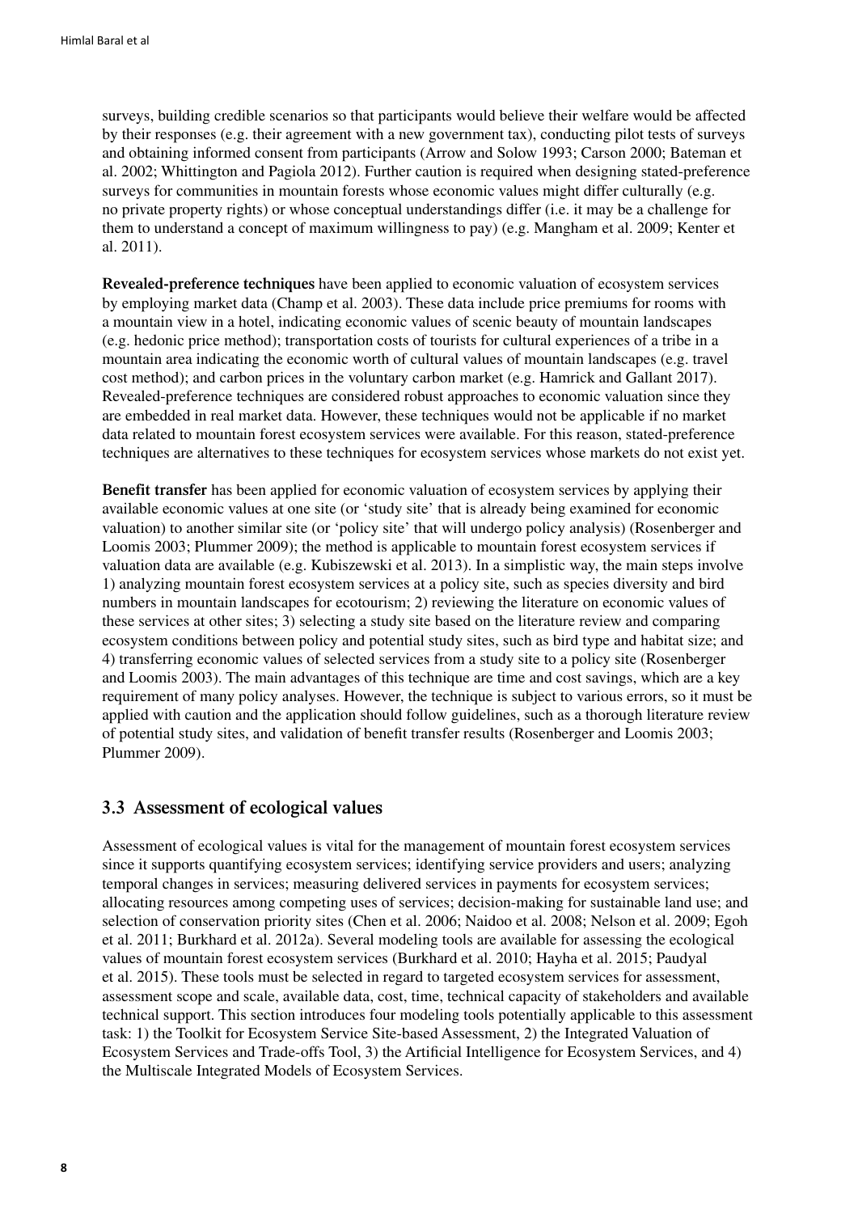surveys, building credible scenarios so that participants would believe their welfare would be affected by their responses (e.g. their agreement with a new government tax), conducting pilot tests of surveys and obtaining informed consent from participants (Arrow and Solow 1993; Carson 2000; Bateman et al. 2002; Whittington and Pagiola 2012). Further caution is required when designing stated-preference surveys for communities in mountain forests whose economic values might differ culturally (e.g. no private property rights) or whose conceptual understandings differ (i.e. it may be a challenge for them to understand a concept of maximum willingness to pay) (e.g. Mangham et al. 2009; Kenter et al. 2011).

**Revealed-preference techniques** have been applied to economic valuation of ecosystem services by employing market data (Champ et al. 2003). These data include price premiums for rooms with a mountain view in a hotel, indicating economic values of scenic beauty of mountain landscapes (e.g. hedonic price method); transportation costs of tourists for cultural experiences of a tribe in a mountain area indicating the economic worth of cultural values of mountain landscapes (e.g. travel cost method); and carbon prices in the voluntary carbon market (e.g. Hamrick and Gallant 2017). Revealed-preference techniques are considered robust approaches to economic valuation since they are embedded in real market data. However, these techniques would not be applicable if no market data related to mountain forest ecosystem services were available. For this reason, stated-preference techniques are alternatives to these techniques for ecosystem services whose markets do not exist yet.

**Benefit transfer** has been applied for economic valuation of ecosystem services by applying their available economic values at one site (or 'study site' that is already being examined for economic valuation) to another similar site (or 'policy site' that will undergo policy analysis) (Rosenberger and Loomis 2003; Plummer 2009); the method is applicable to mountain forest ecosystem services if valuation data are available (e.g. Kubiszewski et al. 2013). In a simplistic way, the main steps involve 1) analyzing mountain forest ecosystem services at a policy site, such as species diversity and bird numbers in mountain landscapes for ecotourism; 2) reviewing the literature on economic values of these services at other sites; 3) selecting a study site based on the literature review and comparing ecosystem conditions between policy and potential study sites, such as bird type and habitat size; and 4) transferring economic values of selected services from a study site to a policy site (Rosenberger and Loomis 2003). The main advantages of this technique are time and cost savings, which are a key requirement of many policy analyses. However, the technique is subject to various errors, so it must be applied with caution and the application should follow guidelines, such as a thorough literature review of potential study sites, and validation of benefit transfer results (Rosenberger and Loomis 2003; Plummer 2009).

## 3.3 Assessment of ecological values

Assessment of ecological values is vital for the management of mountain forest ecosystem services since it supports quantifying ecosystem services; identifying service providers and users; analyzing temporal changes in services; measuring delivered services in payments for ecosystem services; allocating resources among competing uses of services; decision-making for sustainable land use; and selection of conservation priority sites (Chen et al. 2006; Naidoo et al. 2008; Nelson et al. 2009; Egoh et al. 2011; Burkhard et al. 2012a). Several modeling tools are available for assessing the ecological values of mountain forest ecosystem services (Burkhard et al. 2010; Hayha et al. 2015; Paudyal et al. 2015). These tools must be selected in regard to targeted ecosystem services for assessment, assessment scope and scale, available data, cost, time, technical capacity of stakeholders and available technical support. This section introduces four modeling tools potentially applicable to this assessment task: 1) the Toolkit for Ecosystem Service Site-based Assessment, 2) the Integrated Valuation of Ecosystem Services and Trade-offs Tool, 3) the Artificial Intelligence for Ecosystem Services, and 4) the Multiscale Integrated Models of Ecosystem Services.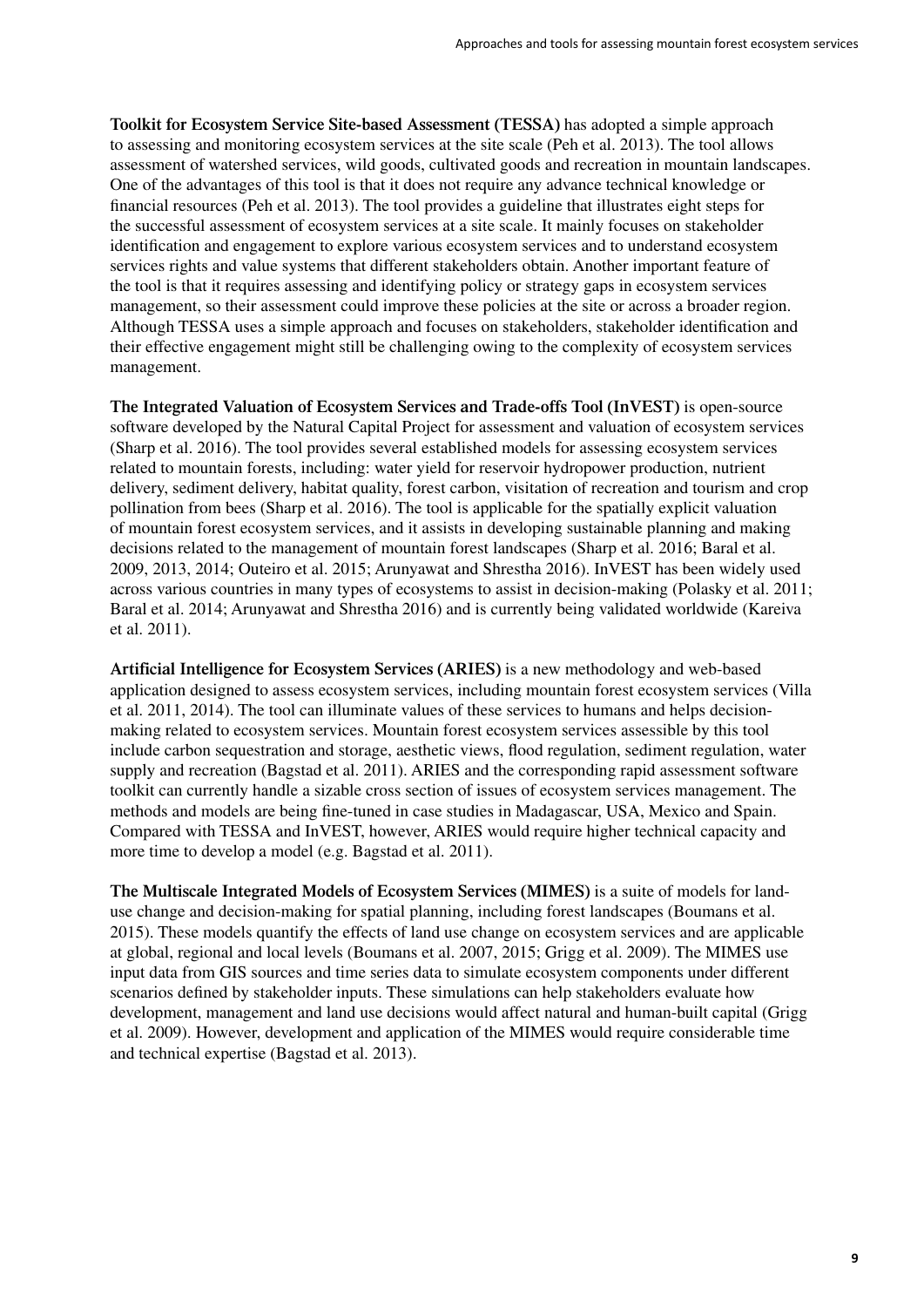**Toolkit for Ecosystem Service Site-based Assessment (TESSA)** has adopted a simple approach to assessing and monitoring ecosystem services at the site scale (Peh et al. 2013). The tool allows assessment of watershed services, wild goods, cultivated goods and recreation in mountain landscapes. One of the advantages of this tool is that it does not require any advance technical knowledge or financial resources (Peh et al. 2013). The tool provides a guideline that illustrates eight steps for the successful assessment of ecosystem services at a site scale. It mainly focuses on stakeholder identification and engagement to explore various ecosystem services and to understand ecosystem services rights and value systems that different stakeholders obtain. Another important feature of the tool is that it requires assessing and identifying policy or strategy gaps in ecosystem services management, so their assessment could improve these policies at the site or across a broader region. Although TESSA uses a simple approach and focuses on stakeholders, stakeholder identification and their effective engagement might still be challenging owing to the complexity of ecosystem services management.

**The Integrated Valuation of Ecosystem Services and Trade-offs Tool (InVEST)** is open-source software developed by the Natural Capital Project for assessment and valuation of ecosystem services (Sharp et al. 2016). The tool provides several established models for assessing ecosystem services related to mountain forests, including: water yield for reservoir hydropower production, nutrient delivery, sediment delivery, habitat quality, forest carbon, visitation of recreation and tourism and crop pollination from bees (Sharp et al. 2016). The tool is applicable for the spatially explicit valuation of mountain forest ecosystem services, and it assists in developing sustainable planning and making decisions related to the management of mountain forest landscapes (Sharp et al. 2016; Baral et al. 2009, 2013, 2014; Outeiro et al. 2015; Arunyawat and Shrestha 2016). InVEST has been widely used across various countries in many types of ecosystems to assist in decision-making (Polasky et al. 2011; Baral et al. 2014; Arunyawat and Shrestha 2016) and is currently being validated worldwide (Kareiva et al. 2011).

**Artificial Intelligence for Ecosystem Services (ARIES)** is a new methodology and web-based application designed to assess ecosystem services, including mountain forest ecosystem services (Villa et al. 2011, 2014). The tool can illuminate values of these services to humans and helps decision-making related to ecosystem services. Mountain forest ecosystem services assessible by this tool include carbon sequestration and storage, aesthetic views, flood regulation, sediment regulation, water supply and recreation (Bagstad et al. 2011). ARIES and the corresponding rapid assessment software toolkit can currently handle a sizable cross section of issues of ecosystem services management. The methods and models are being fine-tuned in case studies in Madagascar, USA, Mexico and Spain. Compared with TESSA and InVEST, however, ARIES would require higher technical capacity and more time to develop a model (e.g. Bagstad et al. 2011).

**The Multiscale Integrated Models of Ecosystem Services (MIMES)** is a suite of models for land-use change and decision-making for spatial planning, including forest landscapes (Boumans et al. 2015). These models quantify the effects of land use change on ecosystem services and are applicable at global, regional and local levels (Boumans et al. 2007, 2015; Grigg et al. 2009). The MIMES use input data from GIS sources and time series data to simulate ecosystem components under different scenarios defined by stakeholder inputs. These simulations can help stakeholders evaluate how development, management and land use decisions would affect natural and human-built capital (Grigg et al. 2009). However, development and application of the MIMES would require considerable time and technical expertise (Bagstad et al. 2013).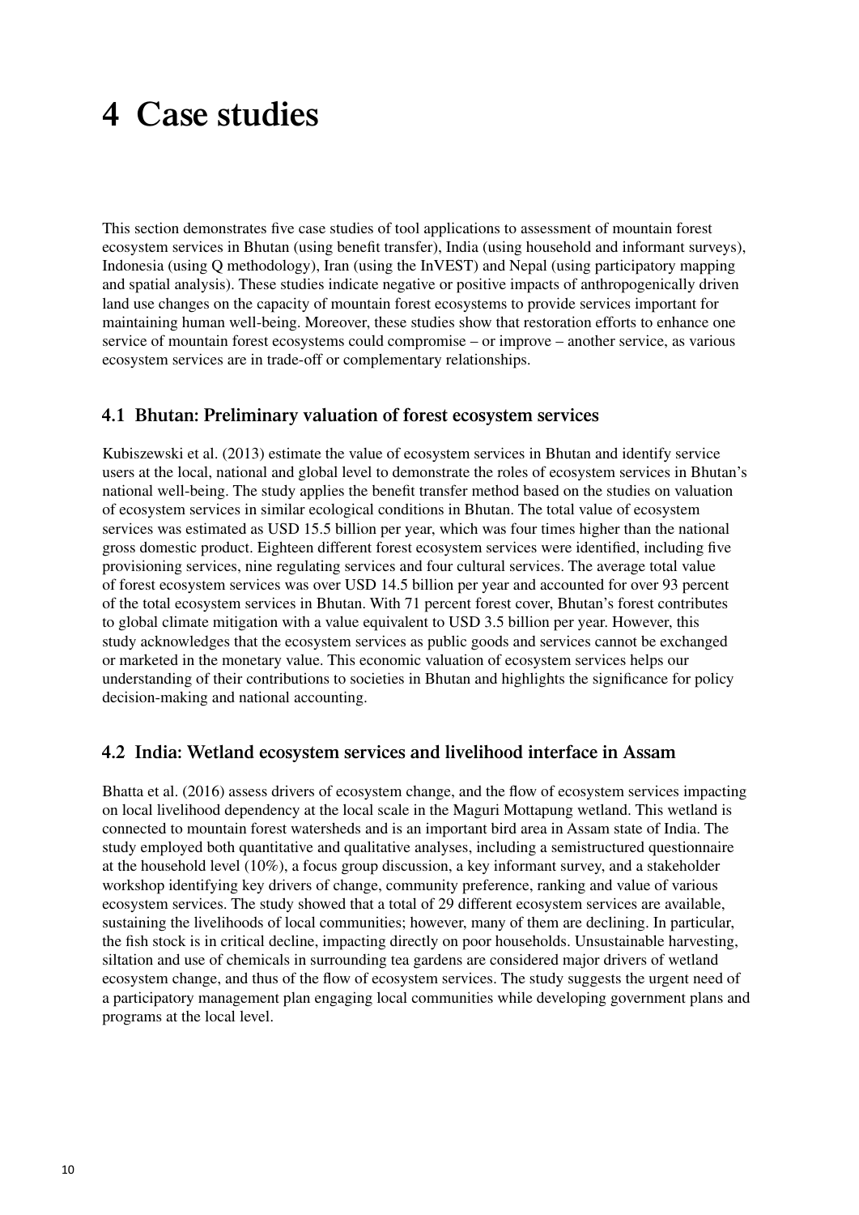# 4 Case studies

This section demonstrates five case studies of tool applications to assessment of mountain forest ecosystem services in Bhutan (using benefit transfer), India (using household and informant surveys), Indonesia (using Q methodology), Iran (using the InVEST) and Nepal (using participatory mapping and spatial analysis). These studies indicate negative or positive impacts of anthropogenically driven land use changes on the capacity of mountain forest ecosystems to provide services important for maintaining human well-being. Moreover, these studies show that restoration efforts to enhance one service of mountain forest ecosystems could compromise – or improve – another service, as various ecosystem services are in trade-off or complementary relationships.

## 4.1 Bhutan: Preliminary valuation of forest ecosystem services

Kubiszewski et al. (2013) estimate the value of ecosystem services in Bhutan and identify service users at the local, national and global level to demonstrate the roles of ecosystem services in Bhutan's national well-being. The study applies the benefit transfer method based on the studies on valuation of ecosystem services in similar ecological conditions in Bhutan. The total value of ecosystem services was estimated as USD 15.5 billion per year, which was four times higher than the national gross domestic product. Eighteen different forest ecosystem services were identified, including five provisioning services, nine regulating services and four cultural services. The average total value of forest ecosystem services was over USD 14.5 billion per year and accounted for over 93 percent of the total ecosystem services in Bhutan. With 71 percent forest cover, Bhutan's forest contributes to global climate mitigation with a value equivalent to USD 3.5 billion per year. However, this study acknowledges that the ecosystem services as public goods and services cannot be exchanged or marketed in the monetary value. This economic valuation of ecosystem services helps our understanding of their contributions to societies in Bhutan and highlights the significance for policy decision-making and national accounting.

## 4.2 India: Wetland ecosystem services and livelihood interface in Assam

Bhatta et al. (2016) assess drivers of ecosystem change, and the flow of ecosystem services impacting on local livelihood dependency at the local scale in the Maguri Mottapung wetland. This wetland is connected to mountain forest watersheds and is an important bird area in Assam state of India. The study employed both quantitative and qualitative analyses, including a semistructured questionnaire at the household level (10%), a focus group discussion, a key informant survey, and a stakeholder workshop identifying key drivers of change, community preference, ranking and value of various ecosystem services. The study showed that a total of 29 different ecosystem services are available, sustaining the livelihoods of local communities; however, many of them are declining. In particular, the fish stock is in critical decline, impacting directly on poor households. Unsustainable harvesting, siltation and use of chemicals in surrounding tea gardens are considered major drivers of wetland ecosystem change, and thus of the flow of ecosystem services. The study suggests the urgent need of a participatory management plan engaging local communities while developing government plans and programs at the local level.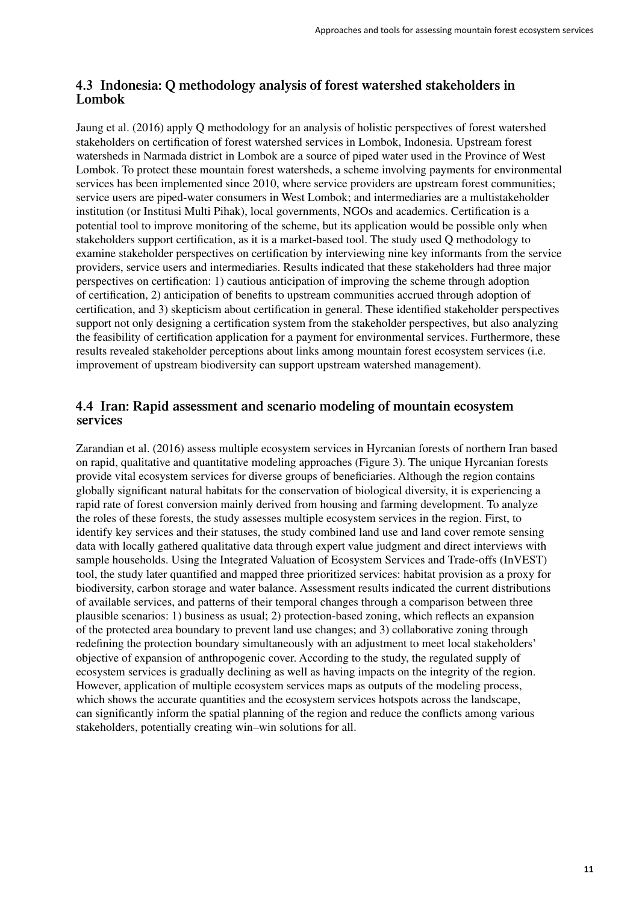## 4.3 Indonesia: Q methodology analysis of forest watershed stakeholders in Lombok

Jaung et al. (2016) apply Q methodology for an analysis of holistic perspectives of forest watershed stakeholders on certification of forest watershed services in Lombok, Indonesia. Upstream forest watersheds in Narmada district in Lombok are a source of piped water used in the Province of West Lombok. To protect these mountain forest watersheds, a scheme involving payments for environmental services has been implemented since 2010, where service providers are upstream forest communities; service users are piped-water consumers in West Lombok; and intermediaries are a multistakeholder institution (or Institusi Multi Pihak), local governments, NGOs and academics. Certification is a potential tool to improve monitoring of the scheme, but its application would be possible only when stakeholders support certification, as it is a market-based tool. The study used Q methodology to examine stakeholder perspectives on certification by interviewing nine key informants from the service providers, service users and intermediaries. Results indicated that these stakeholders had three major perspectives on certification: 1) cautious anticipation of improving the scheme through adoption of certification, 2) anticipation of benefits to upstream communities accrued through adoption of certification, and 3) skepticism about certification in general. These identified stakeholder perspectives support not only designing a certification system from the stakeholder perspectives, but also analyzing the feasibility of certification application for a payment for environmental services. Furthermore, these results revealed stakeholder perceptions about links among mountain forest ecosystem services (i.e. improvement of upstream biodiversity can support upstream watershed management).

## 4.4 Iran: Rapid assessment and scenario modeling of mountain ecosystem services

Zarandian et al. (2016) assess multiple ecosystem services in Hyrcanian forests of northern Iran based on rapid, qualitative and quantitative modeling approaches (Figure 3). The unique Hyrcanian forests provide vital ecosystem services for diverse groups of beneficiaries. Although the region contains globally significant natural habitats for the conservation of biological diversity, it is experiencing a rapid rate of forest conversion mainly derived from housing and farming development. To analyze the roles of these forests, the study assesses multiple ecosystem services in the region. First, to identify key services and their statuses, the study combined land use and land cover remote sensing data with locally gathered qualitative data through expert value judgment and direct interviews with sample households. Using the Integrated Valuation of Ecosystem Services and Trade-offs (InVEST) tool, the study later quantified and mapped three prioritized services: habitat provision as a proxy for biodiversity, carbon storage and water balance. Assessment results indicated the current distributions of available services, and patterns of their temporal changes through a comparison between three plausible scenarios: 1) business as usual; 2) protection-based zoning, which reflects an expansion of the protected area boundary to prevent land use changes; and 3) collaborative zoning through redefining the protection boundary simultaneously with an adjustment to meet local stakeholders' objective of expansion of anthropogenic cover. According to the study, the regulated supply of ecosystem services is gradually declining as well as having impacts on the integrity of the region. However, application of multiple ecosystem services maps as outputs of the modeling process, which shows the accurate quantities and the ecosystem services hotspots across the landscape, can significantly inform the spatial planning of the region and reduce the conflicts among various stakeholders, potentially creating win–win solutions for all.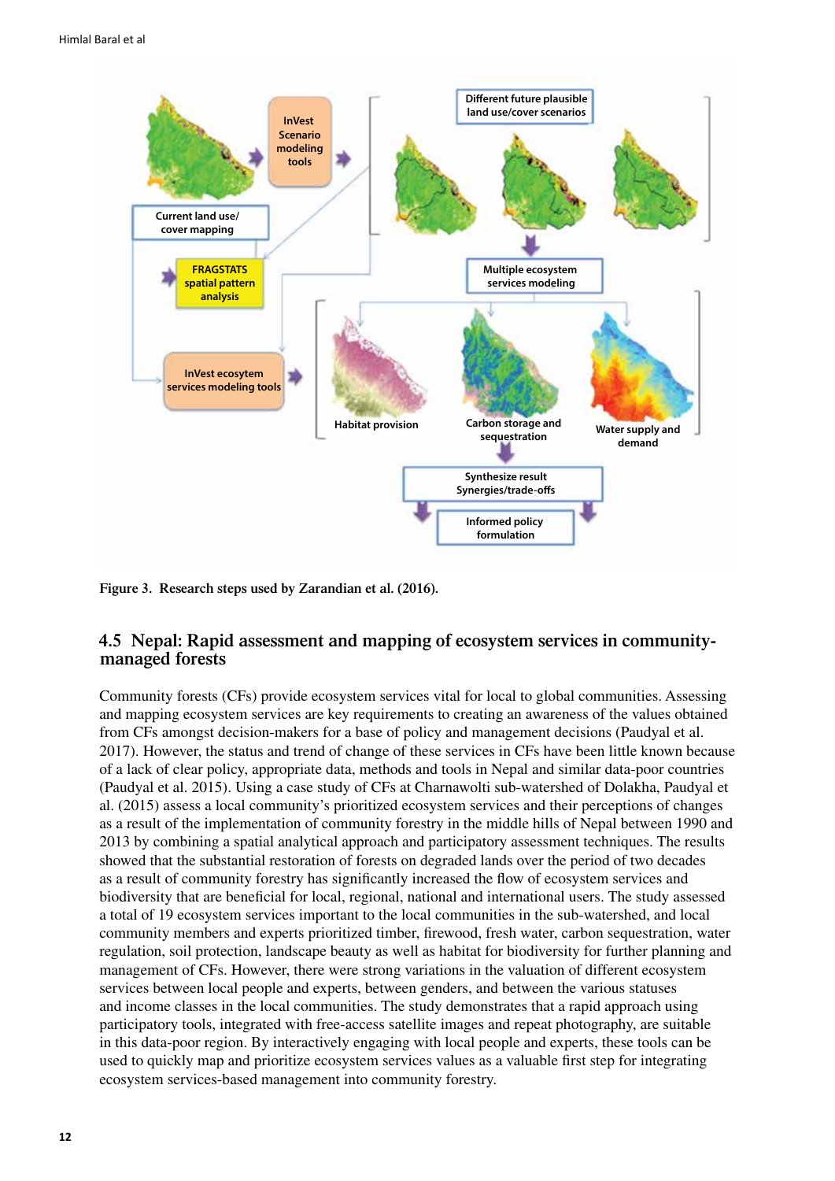Figure 3. Research steps used by Zarandian et al. (2016).

## 4.5 Nepal: Rapid assessment and mapping of ecosystem services in community-managed forests

Community forests (CFs) provide ecosystem services vital for local to global communities. Assessing and mapping ecosystem services are key requirements to creating an awareness of the values obtained from CFs amongst decision-makers for a base of policy and management decisions (Paudyal et al. 2017). However, the status and trend of change of these services in CFs have been little known because of a lack of clear policy, appropriate data, methods and tools in Nepal and similar data-poor countries (Paudyal et al. 2015). Using a case study of CFs at Charnawolti sub-watershed of Dolakha, Paudyal et al. (2015) assess a local community's prioritized ecosystem services and their perceptions of changes as a result of the implementation of community forestry in the middle hills of Nepal between 1990 and 2013 by combining a spatial analytical approach and participatory assessment techniques. The results showed that the substantial restoration of forests on degraded lands over the period of two decades as a result of community forestry has significantly increased the flow of ecosystem services and biodiversity that are beneficial for local, regional, national and international users. The study assessed a total of 19 ecosystem services important to the local communities in the sub-watershed, and local community members and experts prioritized timber, firewood, fresh water, carbon sequestration, water regulation, soil protection, landscape beauty as well as habitat for biodiversity for further planning and management of CFs. However, there were strong variations in the valuation of different ecosystem services between local people and experts, between genders, and between the various statuses and income classes in the local communities. The study demonstrates that a rapid approach using participatory tools, integrated with free-access satellite images and repeat photography, are suitable in this data-poor region. By interactively engaging with local people and experts, these tools can be used to quickly map and prioritize ecosystem services values as a valuable first step for integrating ecosystem services-based management into community forestry.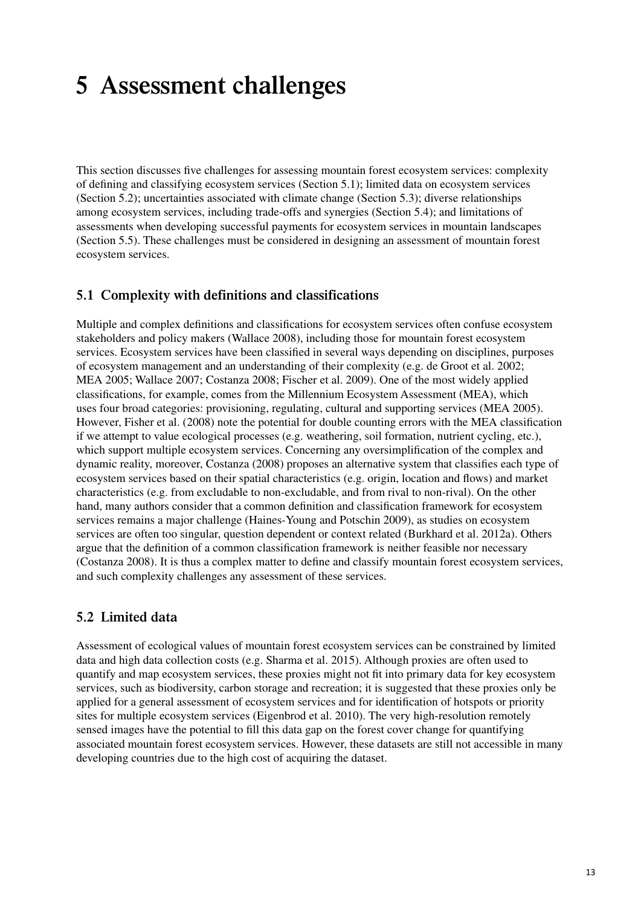# 5 Assessment challenges

This section discusses five challenges for assessing mountain forest ecosystem services: complexity of defining and classifying ecosystem services (Section 5.1); limited data on ecosystem services (Section 5.2); uncertainties associated with climate change (Section 5.3); diverse relationships among ecosystem services, including trade-offs and synergies (Section 5.4); and limitations of assessments when developing successful payments for ecosystem services in mountain landscapes (Section 5.5). These challenges must be considered in designing an assessment of mountain forest ecosystem services.

## 5.1 Complexity with definitions and classifications

Multiple and complex definitions and classifications for ecosystem services often confuse ecosystem stakeholders and policy makers (Wallace 2008), including those for mountain forest ecosystem services. Ecosystem services have been classified in several ways depending on disciplines, purposes of ecosystem management and an understanding of their complexity (e.g. de Groot et al. 2002; MEA 2005; Wallace 2007; Costanza 2008; Fischer et al. 2009). One of the most widely applied classifications, for example, comes from the Millennium Ecosystem Assessment (MEA), which uses four broad categories: provisioning, regulating, cultural and supporting services (MEA 2005). However, Fisher et al. (2008) note the potential for double counting errors with the MEA classification if we attempt to value ecological processes (e.g. weathering, soil formation, nutrient cycling, etc.), which support multiple ecosystem services. Concerning any oversimplification of the complex and dynamic reality, moreover, Costanza (2008) proposes an alternative system that classifies each type of ecosystem services based on their spatial characteristics (e.g. origin, location and flows) and market characteristics (e.g. from excludable to non-excludable, and from rival to non-rival). On the other hand, many authors consider that a common definition and classification framework for ecosystem services remains a major challenge (Haines-Young and Potschin 2009), as studies on ecosystem services are often too singular, question dependent or context related (Burkhard et al. 2012a). Others argue that the definition of a common classification framework is neither feasible nor necessary (Costanza 2008). It is thus a complex matter to define and classify mountain forest ecosystem services, and such complexity challenges any assessment of these services.

## 5.2 Limited data

Assessment of ecological values of mountain forest ecosystem services can be constrained by limited data and high data collection costs (e.g. Sharma et al. 2015). Although proxies are often used to quantify and map ecosystem services, these proxies might not fit into primary data for key ecosystem services, such as biodiversity, carbon storage and recreation; it is suggested that these proxies only be applied for a general assessment of ecosystem services and for identification of hotspots or priority sites for multiple ecosystem services (Eigenbrod et al. 2010). The very high-resolution remotely sensed images have the potential to fill this data gap on the forest cover change for quantifying associated mountain forest ecosystem services. However, these datasets are still not accessible in many developing countries due to the high cost of acquiring the dataset.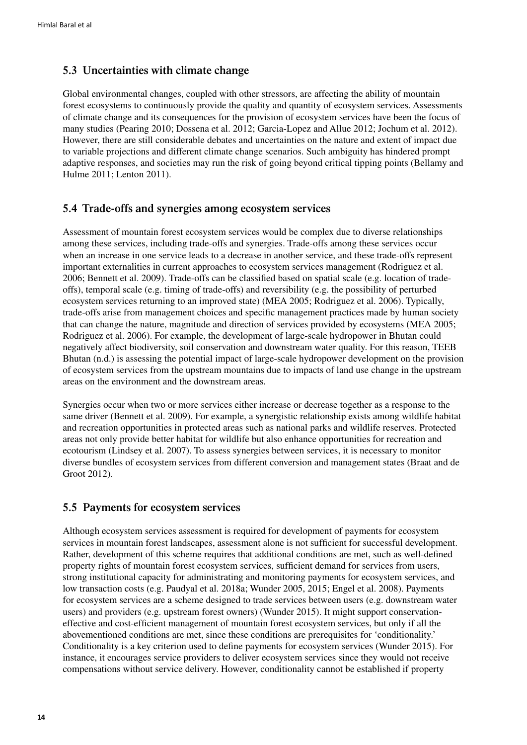## 5.3 Uncertainties with climate change

Global environmental changes, coupled with other stressors, are affecting the ability of mountain forest ecosystems to continuously provide the quality and quantity of ecosystem services. Assessments of climate change and its consequences for the provision of ecosystem services have been the focus of many studies (Pearing 2010; Dossena et al. 2012; Garcia-Lopez and Allue 2012; Jochum et al. 2012). However, there are still considerable debates and uncertainties on the nature and extent of impact due to variable projections and different climate change scenarios. Such ambiguity has hindered prompt adaptive responses, and societies may run the risk of going beyond critical tipping points (Bellamy and Hulme 2011; Lenton 2011).

## 5.4 Trade-offs and synergies among ecosystem services

Assessment of mountain forest ecosystem services would be complex due to diverse relationships among these services, including trade-offs and synergies. Trade-offs among these services occur when an increase in one service leads to a decrease in another service, and these trade-offs represent important externalities in current approaches to ecosystem services management (Rodriguez et al. 2006; Bennett et al. 2009). Trade-offs can be classified based on spatial scale (e.g. location of trade-offs), temporal scale (e.g. timing of trade-offs) and reversibility (e.g. the possibility of perturbed ecosystem services returning to an improved state) (MEA 2005; Rodriguez et al. 2006). Typically, trade-offs arise from management choices and specific management practices made by human society that can change the nature, magnitude and direction of services provided by ecosystems (MEA 2005; Rodriguez et al. 2006). For example, the development of large-scale hydropower in Bhutan could negatively affect biodiversity, soil conservation and downstream water quality. For this reason, TEEB Bhutan (n.d.) is assessing the potential impact of large-scale hydropower development on the provision of ecosystem services from the upstream mountains due to impacts of land use change in the upstream areas on the environment and the downstream areas.

Synergies occur when two or more services either increase or decrease together as a response to the same driver (Bennett et al. 2009). For example, a synergistic relationship exists among wildlife habitat and recreation opportunities in protected areas such as national parks and wildlife reserves. Protected areas not only provide better habitat for wildlife but also enhance opportunities for recreation and ecotourism (Lindsey et al. 2007). To assess synergies between services, it is necessary to monitor diverse bundles of ecosystem services from different conversion and management states (Braat and de Groot 2012).

## 5.5 Payments for ecosystem services

Although ecosystem services assessment is required for development of payments for ecosystem services in mountain forest landscapes, assessment alone is not sufficient for successful development. Rather, development of this scheme requires that additional conditions are met, such as well-defined property rights of mountain forest ecosystem services, sufficient demand for services from users, strong institutional capacity for administrating and monitoring payments for ecosystem services, and low transaction costs (e.g. Paudyal et al. 2018a; Wunder 2005, 2015; Engel et al. 2008). Payments for ecosystem services are a scheme designed to trade services between users (e.g. downstream water users) and providers (e.g. upstream forest owners) (Wunder 2015). It might support conservation-effective and cost-efficient management of mountain forest ecosystem services, but only if all the abovementioned conditions are met, since these conditions are prerequisites for 'conditionality.' Conditionality is a key criterion used to define payments for ecosystem services (Wunder 2015). For instance, it encourages service providers to deliver ecosystem services since they would not receive compensations without service delivery. However, conditionality cannot be established if property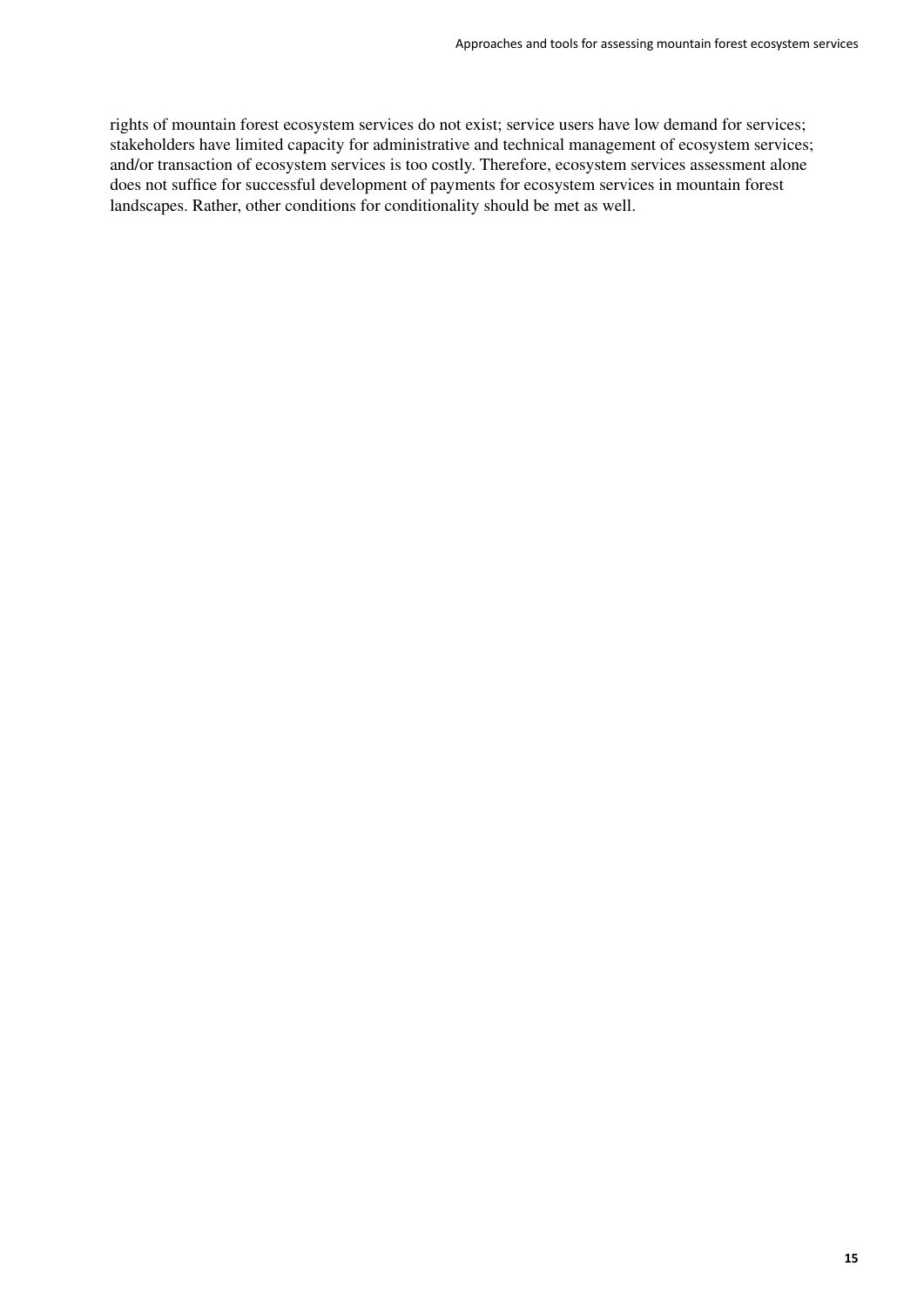rights of mountain forest ecosystem services do not exist; service users have low demand for services; stakeholders have limited capacity for administrative and technical management of ecosystem services; and/or transaction of ecosystem services is too costly. Therefore, ecosystem services assessment alone does not suffice for successful development of payments for ecosystem services in mountain forest landscapes. Rather, other conditions for conditionality should be met as well.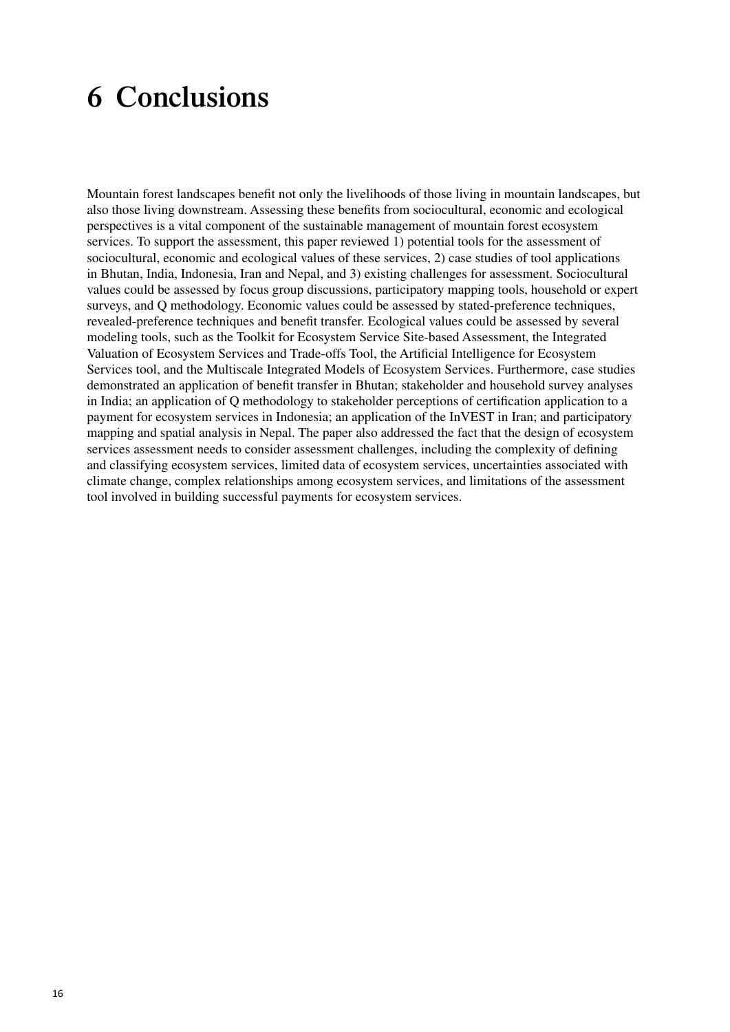# 6 Conclusions

Mountain forest landscapes benefit not only the livelihoods of those living in mountain landscapes, but also those living downstream. Assessing these benefits from sociocultural, economic and ecological perspectives is a vital component of the sustainable management of mountain forest ecosystem services. To support the assessment, this paper reviewed 1) potential tools for the assessment of sociocultural, economic and ecological values of these services, 2) case studies of tool applications in Bhutan, India, Indonesia, Iran and Nepal, and 3) existing challenges for assessment. Sociocultural values could be assessed by focus group discussions, participatory mapping tools, household or expert surveys, and Q methodology. Economic values could be assessed by stated-preference techniques, revealed-preference techniques and benefit transfer. Ecological values could be assessed by several modeling tools, such as the Toolkit for Ecosystem Service Site-based Assessment, the Integrated Valuation of Ecosystem Services and Trade-offs Tool, the Artificial Intelligence for Ecosystem Services tool, and the Multiscale Integrated Models of Ecosystem Services. Furthermore, case studies demonstrated an application of benefit transfer in Bhutan; stakeholder and household survey analyses in India; an application of Q methodology to stakeholder perceptions of certification application to a payment for ecosystem services in Indonesia; an application of the InVEST in Iran; and participatory mapping and spatial analysis in Nepal. The paper also addressed the fact that the design of ecosystem services assessment needs to consider assessment challenges, including the complexity of defining and classifying ecosystem services, limited data of ecosystem services, uncertainties associated with climate change, complex relationships among ecosystem services, and limitations of the assessment tool involved in building successful payments for ecosystem services.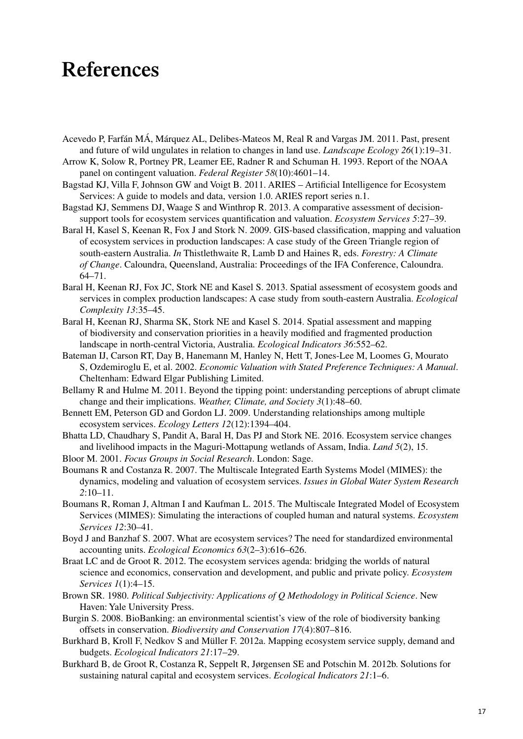# References

Acevedo P, Farfán MÁ, Márquez AL, Delibes-Mateos M, Real R and Vargas JM. 2011. Past, present and future of wild ungulates in relation to changes in land use. *Landscape Ecology 26*(1):19–31.

Arrow K, Solow R, Portney PR, Leamer EE, Radner R and Schuman H. 1993. Report of the NOAA panel on contingent valuation. *Federal Register 58*(10):4601–14.

Bagstad KJ, Villa F, Johnson GW and Voigt B. 2011. ARIES – Artificial Intelligence for Ecosystem Services: A guide to models and data, version 1.0. ARIES report series n.1.

Bagstad KJ, Semmens DJ, Waage S and Winthrop R. 2013. A comparative assessment of decision-support tools for ecosystem services quantification and valuation. *Ecosystem Services 5*:27–39.

Baral H, Kasel S, Keenan R, Fox J and Stork N. 2009. GIS-based classification, mapping and valuation of ecosystem services in production landscapes: A case study of the Green Triangle region of south-eastern Australia. *In* Thistlethwaite R, Lamb D and Haines R, eds. *Forestry: A Climate of Change*. Caloundra, Queensland, Australia: Proceedings of the IFA Conference, Caloundra. 64–71.

Baral H, Keenan RJ, Fox JC, Stork NE and Kasel S. 2013. Spatial assessment of ecosystem goods and services in complex production landscapes: A case study from south-eastern Australia. *Ecological Complexity 13*:35–45.

Baral H, Keenan RJ, Sharma SK, Stork NE and Kasel S. 2014. Spatial assessment and mapping of biodiversity and conservation priorities in a heavily modified and fragmented production landscape in north-central Victoria, Australia. *Ecological Indicators 36*:552–62.

Bateman IJ, Carson RT, Day B, Hanemann M, Hanley N, Hett T, Jones-Lee M, Loomes G, Mourato S, Ozdemiroglu E, et al. 2002. *Economic Valuation with Stated Preference Techniques: A Manual*. Cheltenham: Edward Elgar Publishing Limited.

Bellamy R and Hulme M. 2011. Beyond the tipping point: understanding perceptions of abrupt climate change and their implications. *Weather, Climate, and Society 3*(1):48–60.

Bennett EM, Peterson GD and Gordon LJ. 2009. Understanding relationships among multiple ecosystem services. *Ecology Letters 12*(12):1394–404.

Bhatta LD, Chaudhary S, Pandit A, Baral H, Das PJ and Stork NE. 2016. Ecosystem service changes and livelihood impacts in the Maguri-Mottapung wetlands of Assam, India. *Land 5*(2), 15.

Bloor M. 2001. *Focus Groups in Social Research*. London: Sage.

Boumans R and Costanza R. 2007. The Multiscale Integrated Earth Systems Model (MIMES): the dynamics, modeling and valuation of ecosystem services. *Issues in Global Water System Research 2*:10–11.

Boumans R, Roman J, Altman I and Kaufman L. 2015. The Multiscale Integrated Model of Ecosystem Services (MIMES): Simulating the interactions of coupled human and natural systems. *Ecosystem Services 12*:30–41.

Boyd J and Banzhaf S. 2007. What are ecosystem services? The need for standardized environmental accounting units. *Ecological Economics 63*(2–3):616–626.

Braat LC and de Groot R. 2012. The ecosystem services agenda: bridging the worlds of natural science and economics, conservation and development, and public and private policy. *Ecosystem Services 1*(1):4–15.

Brown SR. 1980. *Political Subjectivity: Applications of Q Methodology in Political Science*. New Haven: Yale University Press.

Burgin S. 2008. BioBanking: an environmental scientist's view of the role of biodiversity banking offsets in conservation. *Biodiversity and Conservation 17*(4):807–816.

Burkhard B, Kroll F, Nedkov S and Müller F. 2012a. Mapping ecosystem service supply, demand and budgets. *Ecological Indicators 21*:17–29.

Burkhard B, de Groot R, Costanza R, Seppelt R, Jørgensen SE and Potschin M. 2012b. Solutions for sustaining natural capital and ecosystem services. *Ecological Indicators 21*:1–6.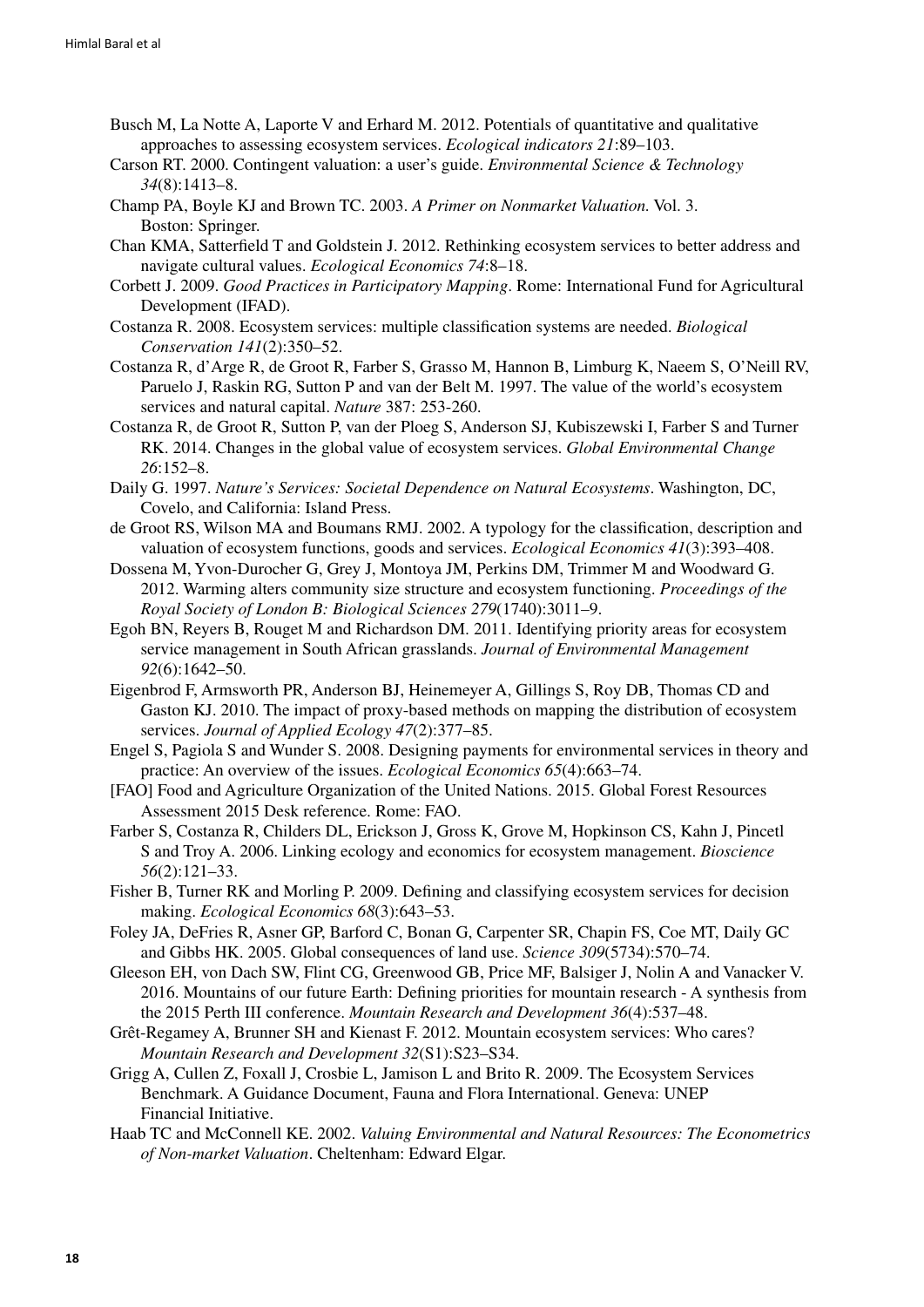Busch M, La Notte A, Laporte V and Erhard M. 2012. Potentials of quantitative and qualitative approaches to assessing ecosystem services. *Ecological indicators 21*:89–103.

Carson RT. 2000. Contingent valuation: a user's guide. *Environmental Science & Technology 34*(8):1413–8.

Champ PA, Boyle KJ and Brown TC. 2003. *A Primer on Nonmarket Valuation.* Vol. 3. Boston: Springer.

Chan KMA, Satterfield T and Goldstein J. 2012. Rethinking ecosystem services to better address and navigate cultural values. *Ecological Economics 74*:8–18.

Corbett J. 2009. *Good Practices in Participatory Mapping*. Rome: International Fund for Agricultural Development (IFAD).

Costanza R. 2008. Ecosystem services: multiple classification systems are needed. *Biological Conservation 141*(2):350–52.

Costanza R, d'Arge R, de Groot R, Farber S, Grasso M, Hannon B, Limburg K, Naeem S, O'Neill RV, Paruelo J, Raskin RG, Sutton P and van der Belt M. 1997. The value of the world's ecosystem services and natural capital. *Nature* 387: 253-260.

Costanza R, de Groot R, Sutton P, van der Ploeg S, Anderson SJ, Kubiszewski I, Farber S and Turner RK. 2014. Changes in the global value of ecosystem services. *Global Environmental Change 26*:152–8.

Daily G. 1997. *Nature's Services: Societal Dependence on Natural Ecosystems*. Washington, DC, Covelo, and California: Island Press.

de Groot RS, Wilson MA and Boumans RMJ. 2002. A typology for the classification, description and valuation of ecosystem functions, goods and services. *Ecological Economics 41*(3):393–408.

Dossena M, Yvon-Durocher G, Grey J, Montoya JM, Perkins DM, Trimmer M and Woodward G. 2012. Warming alters community size structure and ecosystem functioning. *Proceedings of the Royal Society of London B: Biological Sciences 279*(1740):3011–9.

Egoh BN, Reyers B, Rouget M and Richardson DM. 2011. Identifying priority areas for ecosystem service management in South African grasslands. *Journal of Environmental Management 92*(6):1642–50.

Eigenbrod F, Armsworth PR, Anderson BJ, Heinemeyer A, Gillings S, Roy DB, Thomas CD and Gaston KJ. 2010. The impact of proxy-based methods on mapping the distribution of ecosystem services. *Journal of Applied Ecology 47*(2):377–85.

Engel S, Pagiola S and Wunder S. 2008. Designing payments for environmental services in theory and practice: An overview of the issues. *Ecological Economics 65*(4):663–74.

[FAO] Food and Agriculture Organization of the United Nations. 2015. Global Forest Resources Assessment 2015 Desk reference. Rome: FAO.

Farber S, Costanza R, Childers DL, Erickson J, Gross K, Grove M, Hopkinson CS, Kahn J, Pincetl S and Troy A. 2006. Linking ecology and economics for ecosystem management. *Bioscience 56*(2):121–33.

Fisher B, Turner RK and Morling P. 2009. Defining and classifying ecosystem services for decision making. *Ecological Economics 68*(3):643–53.

Foley JA, DeFries R, Asner GP, Barford C, Bonan G, Carpenter SR, Chapin FS, Coe MT, Daily GC and Gibbs HK. 2005. Global consequences of land use. *Science 309*(5734):570–74.

Gleeson EH, von Dach SW, Flint CG, Greenwood GB, Price MF, Balsiger J, Nolin A and Vanacker V. 2016. Mountains of our future Earth: Defining priorities for mountain research - A synthesis from the 2015 Perth III conference. *Mountain Research and Development 36*(4):537–48.

Grêt-Regamey A, Brunner SH and Kienast F. 2012. Mountain ecosystem services: Who cares? *Mountain Research and Development 32*(S1):S23–S34.

Grigg A, Cullen Z, Foxall J, Crosbie L, Jamison L and Brito R. 2009. The Ecosystem Services Benchmark. A Guidance Document, Fauna and Flora International. Geneva: UNEP Financial Initiative.

Haab TC and McConnell KE. 2002. *Valuing Environmental and Natural Resources: The Econometrics of Non-market Valuation*. Cheltenham: Edward Elgar.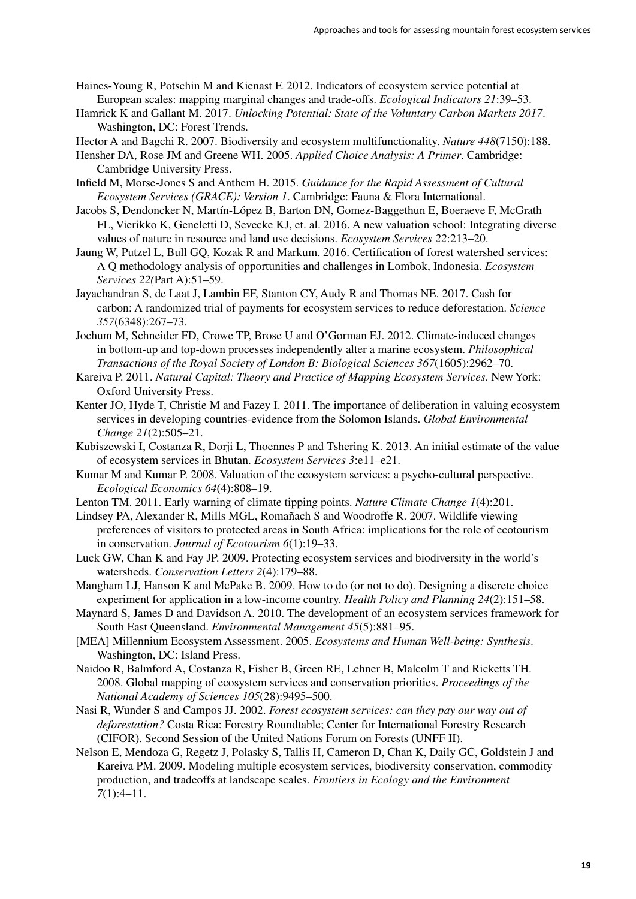Haines-Young R, Potschin M and Kienast F. 2012. Indicators of ecosystem service potential at European scales: mapping marginal changes and trade-offs. *Ecological Indicators 21*:39–53.

Hamrick K and Gallant M. 2017. *Unlocking Potential: State of the Voluntary Carbon Markets 2017*. Washington, DC: Forest Trends.

Hector A and Bagchi R. 2007. Biodiversity and ecosystem multifunctionality. *Nature 448*(7150):188.

Hensher DA, Rose JM and Greene WH. 2005. *Applied Choice Analysis: A Primer*. Cambridge: Cambridge University Press.

Infield M, Morse-Jones S and Anthem H. 2015. *Guidance for the Rapid Assessment of Cultural Ecosystem Services (GRACE): Version 1*. Cambridge: Fauna & Flora International.

Jacobs S, Dendoncker N, Martín-López B, Barton DN, Gomez-Baggethun E, Boeraeve F, McGrath FL, Vierikko K, Geneletti D, Sevecke KJ, et. al. 2016. A new valuation school: Integrating diverse values of nature in resource and land use decisions. *Ecosystem Services 22*:213–20.

Jaung W, Putzel L, Bull GQ, Kozak R and Markum. 2016. Certification of forest watershed services: A Q methodology analysis of opportunities and challenges in Lombok, Indonesia. *Ecosystem Services 22(*Part A):51–59.

Jayachandran S, de Laat J, Lambin EF, Stanton CY, Audy R and Thomas NE. 2017. Cash for carbon: A randomized trial of payments for ecosystem services to reduce deforestation. *Science 357*(6348):267–73.

Jochum M, Schneider FD, Crowe TP, Brose U and O'Gorman EJ. 2012. Climate-induced changes in bottom-up and top-down processes independently alter a marine ecosystem. *Philosophical Transactions of the Royal Society of London B: Biological Sciences 367*(1605):2962–70.

Kareiva P. 2011. *Natural Capital: Theory and Practice of Mapping Ecosystem Services*. New York: Oxford University Press.

Kenter JO, Hyde T, Christie M and Fazey I. 2011. The importance of deliberation in valuing ecosystem services in developing countries-evidence from the Solomon Islands. *Global Environmental Change 21*(2):505–21.

Kubiszewski I, Costanza R, Dorji L, Thoennes P and Tshering K. 2013. An initial estimate of the value of ecosystem services in Bhutan. *Ecosystem Services 3*:e11–e21.

Kumar M and Kumar P. 2008. Valuation of the ecosystem services: a psycho-cultural perspective. *Ecological Economics 64*(4):808–19.

Lenton TM. 2011. Early warning of climate tipping points. *Nature Climate Change 1*(4):201.

Lindsey PA, Alexander R, Mills MGL, Romañach S and Woodroffe R. 2007. Wildlife viewing preferences of visitors to protected areas in South Africa: implications for the role of ecotourism in conservation. *Journal of Ecotourism 6*(1):19–33.

Luck GW, Chan K and Fay JP. 2009. Protecting ecosystem services and biodiversity in the world's watersheds. *Conservation Letters 2*(4):179–88.

Mangham LJ, Hanson K and McPake B. 2009. How to do (or not to do). Designing a discrete choice experiment for application in a low-income country. *Health Policy and Planning 24*(2):151–58.

Maynard S, James D and Davidson A. 2010. The development of an ecosystem services framework for South East Queensland. *Environmental Management 45*(5):881–95.

[MEA] Millennium Ecosystem Assessment. 2005. *Ecosystems and Human Well-being: Synthesis*. Washington, DC: Island Press.

Naidoo R, Balmford A, Costanza R, Fisher B, Green RE, Lehner B, Malcolm T and Ricketts TH. 2008. Global mapping of ecosystem services and conservation priorities. *Proceedings of the National Academy of Sciences 105*(28):9495–500.

Nasi R, Wunder S and Campos JJ. 2002. *Forest ecosystem services: can they pay our way out of deforestation?* Costa Rica: Forestry Roundtable; Center for International Forestry Research (CIFOR). Second Session of the United Nations Forum on Forests (UNFF II).

Nelson E, Mendoza G, Regetz J, Polasky S, Tallis H, Cameron D, Chan K, Daily GC, Goldstein J and Kareiva PM. 2009. Modeling multiple ecosystem services, biodiversity conservation, commodity production, and tradeoffs at landscape scales. *Frontiers in Ecology and the Environment 7*(1):4–11.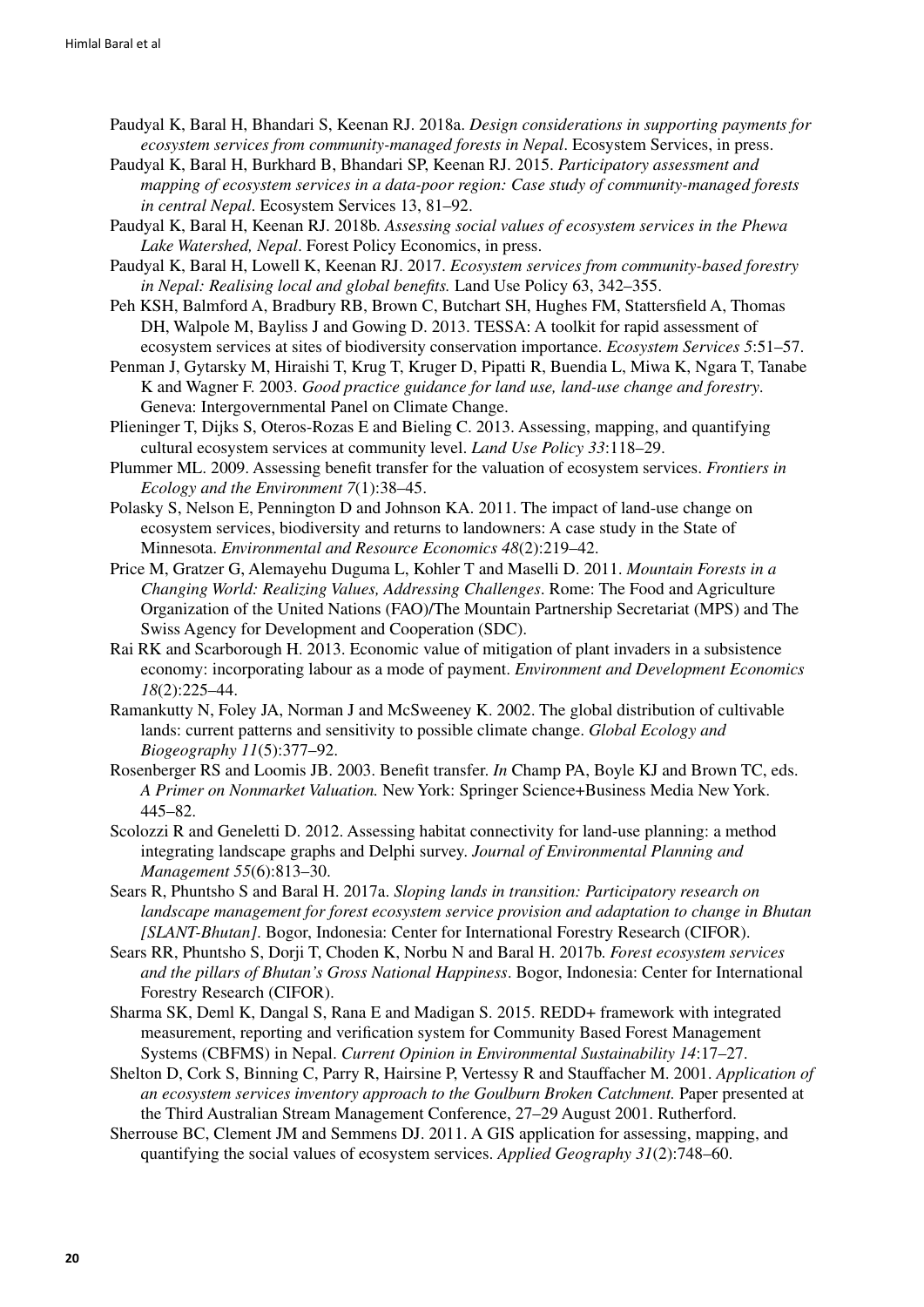Paudyal K, Baral H, Bhandari S, Keenan RJ. 2018a. *Design considerations in supporting payments for ecosystem services from community-managed forests in Nepal*. Ecosystem Services, in press.

Paudyal K, Baral H, Burkhard B, Bhandari SP, Keenan RJ. 2015. *Participatory assessment and mapping of ecosystem services in a data-poor region: Case study of community-managed forests in central Nepal*. Ecosystem Services 13, 81–92.

Paudyal K, Baral H, Keenan RJ. 2018b. *Assessing social values of ecosystem services in the Phewa Lake Watershed, Nepal*. Forest Policy Economics, in press.

Paudyal K, Baral H, Lowell K, Keenan RJ. 2017. *Ecosystem services from community-based forestry in Nepal: Realising local and global benefits.* Land Use Policy 63, 342–355.

Peh KSH, Balmford A, Bradbury RB, Brown C, Butchart SH, Hughes FM, Stattersfield A, Thomas DH, Walpole M, Bayliss J and Gowing D. 2013. TESSA: A toolkit for rapid assessment of ecosystem services at sites of biodiversity conservation importance. *Ecosystem Services 5*:51–57.

Penman J, Gytarsky M, Hiraishi T, Krug T, Kruger D, Pipatti R, Buendia L, Miwa K, Ngara T, Tanabe K and Wagner F. 2003. *Good practice guidance for land use, land-use change and forestry*. Geneva: Intergovernmental Panel on Climate Change.

Plieninger T, Dijks S, Oteros-Rozas E and Bieling C. 2013. Assessing, mapping, and quantifying cultural ecosystem services at community level. *Land Use Policy 33*:118–29.

Plummer ML. 2009. Assessing benefit transfer for the valuation of ecosystem services. *Frontiers in Ecology and the Environment 7*(1):38–45.

Polasky S, Nelson E, Pennington D and Johnson KA. 2011. The impact of land-use change on ecosystem services, biodiversity and returns to landowners: A case study in the State of Minnesota. *Environmental and Resource Economics 48*(2):219–42.

Price M, Gratzer G, Alemayehu Duguma L, Kohler T and Maselli D. 2011. *Mountain Forests in a Changing World: Realizing Values, Addressing Challenges*. Rome: The Food and Agriculture Organization of the United Nations (FAO)/The Mountain Partnership Secretariat (MPS) and The Swiss Agency for Development and Cooperation (SDC).

Rai RK and Scarborough H. 2013. Economic value of mitigation of plant invaders in a subsistence economy: incorporating labour as a mode of payment. *Environment and Development Economics 18*(2):225–44.

Ramankutty N, Foley JA, Norman J and McSweeney K. 2002. The global distribution of cultivable lands: current patterns and sensitivity to possible climate change. *Global Ecology and Biogeography 11*(5):377–92.

Rosenberger RS and Loomis JB. 2003. Benefit transfer. *In* Champ PA, Boyle KJ and Brown TC, eds. *A Primer on Nonmarket Valuation.* New York: Springer Science+Business Media New York. 445–82.

Scolozzi R and Geneletti D. 2012. Assessing habitat connectivity for land-use planning: a method integrating landscape graphs and Delphi survey. *Journal of Environmental Planning and Management 55*(6):813–30.

Sears R, Phuntsho S and Baral H. 2017a. *Sloping lands in transition: Participatory research on landscape management for forest ecosystem service provision and adaptation to change in Bhutan [SLANT-Bhutan]*. Bogor, Indonesia: Center for International Forestry Research (CIFOR).

Sears RR, Phuntsho S, Dorji T, Choden K, Norbu N and Baral H. 2017b. *Forest ecosystem services and the pillars of Bhutan's Gross National Happiness*. Bogor, Indonesia: Center for International Forestry Research (CIFOR).

Sharma SK, Deml K, Dangal S, Rana E and Madigan S. 2015. REDD+ framework with integrated measurement, reporting and verification system for Community Based Forest Management Systems (CBFMS) in Nepal. *Current Opinion in Environmental Sustainability 14*:17–27.

Shelton D, Cork S, Binning C, Parry R, Hairsine P, Vertessy R and Stauffacher M. 2001. *Application of an ecosystem services inventory approach to the Goulburn Broken Catchment.* Paper presented at the Third Australian Stream Management Conference, 27–29 August 2001. Rutherford.

Sherrouse BC, Clement JM and Semmens DJ. 2011. A GIS application for assessing, mapping, and quantifying the social values of ecosystem services. *Applied Geography 31*(2):748–60.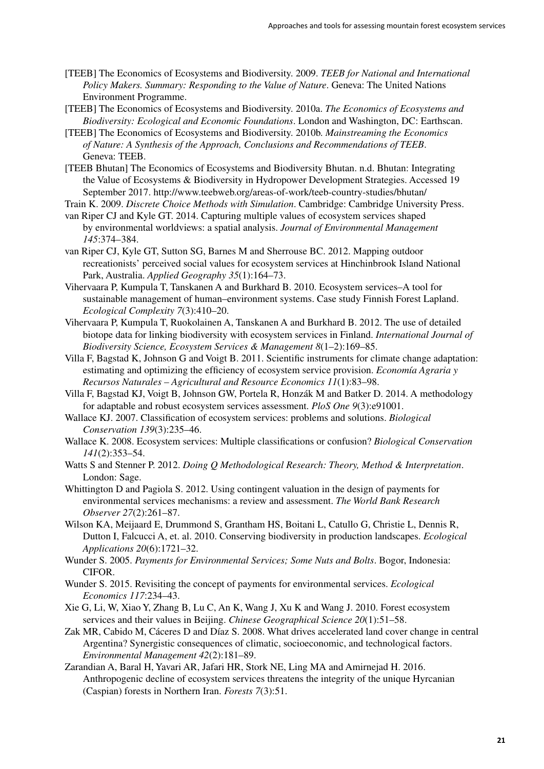[TEEB] The Economics of Ecosystems and Biodiversity. 2009. *TEEB for National and International Policy Makers. Summary: Responding to the Value of Nature*. Geneva: The United Nations Environment Programme.

[TEEB] The Economics of Ecosystems and Biodiversity. 2010a. *The Economics of Ecosystems and Biodiversity: Ecological and Economic Foundations*. London and Washington, DC: Earthscan.

[TEEB] The Economics of Ecosystems and Biodiversity. 2010b. *Mainstreaming the Economics of Nature: A Synthesis of the Approach, Conclusions and Recommendations of TEEB*. Geneva: TEEB.

[TEEB Bhutan] The Economics of Ecosystems and Biodiversity Bhutan. n.d. Bhutan: Integrating the Value of Ecosystems & Biodiversity in Hydropower Development Strategies. Accessed 19 September 2017. http://www.teebweb.org/areas-of-work/teeb-country-studies/bhutan/

Train K. 2009. *Discrete Choice Methods with Simulation*. Cambridge: Cambridge University Press.

van Riper CJ and Kyle GT. 2014. Capturing multiple values of ecosystem services shaped by environmental worldviews: a spatial analysis. *Journal of Environmental Management 145*:374–384.

van Riper CJ, Kyle GT, Sutton SG, Barnes M and Sherrouse BC. 2012. Mapping outdoor recreationists' perceived social values for ecosystem services at Hinchinbrook Island National Park, Australia. *Applied Geography 35*(1):164–73.

Vihervaara P, Kumpula T, Tanskanen A and Burkhard B. 2010. Ecosystem services–A tool for sustainable management of human–environment systems. Case study Finnish Forest Lapland. *Ecological Complexity 7*(3):410–20.

Vihervaara P, Kumpula T, Ruokolainen A, Tanskanen A and Burkhard B. 2012. The use of detailed biotope data for linking biodiversity with ecosystem services in Finland. *International Journal of Biodiversity Science, Ecosystem Services & Management 8*(1–2):169–85.

Villa F, Bagstad K, Johnson G and Voigt B. 2011. Scientific instruments for climate change adaptation: estimating and optimizing the efficiency of ecosystem service provision. *Economía Agraria y Recursos Naturales – Agricultural and Resource Economics 11*(1):83–98.

Villa F, Bagstad KJ, Voigt B, Johnson GW, Portela R, Honzák M and Batker D. 2014. A methodology for adaptable and robust ecosystem services assessment. *PloS One 9*(3):e91001.

Wallace KJ. 2007. Classification of ecosystem services: problems and solutions. *Biological Conservation 139*(3):235–46.

Wallace K. 2008. Ecosystem services: Multiple classifications or confusion? *Biological Conservation 141*(2):353–54.

Watts S and Stenner P. 2012. *Doing Q Methodological Research: Theory, Method & Interpretation*. London: Sage.

Whittington D and Pagiola S. 2012. Using contingent valuation in the design of payments for environmental services mechanisms: a review and assessment. *The World Bank Research Observer 27*(2):261–87.

Wilson KA, Meijaard E, Drummond S, Grantham HS, Boitani L, Catullo G, Christie L, Dennis R, Dutton I, Falcucci A, et. al. 2010. Conserving biodiversity in production landscapes. *Ecological Applications 20*(6):1721–32.

Wunder S. 2005. *Payments for Environmental Services; Some Nuts and Bolts*. Bogor, Indonesia: CIFOR.

Wunder S. 2015. Revisiting the concept of payments for environmental services. *Ecological Economics 117*:234–43.

Xie G, Li, W, Xiao Y, Zhang B, Lu C, An K, Wang J, Xu K and Wang J. 2010. Forest ecosystem services and their values in Beijing. *Chinese Geographical Science 20*(1):51–58.

Zak MR, Cabido M, Cáceres D and Díaz S. 2008. What drives accelerated land cover change in central Argentina? Synergistic consequences of climatic, socioeconomic, and technological factors. *Environmental Management 42*(2):181–89.

Zarandian A, Baral H, Yavari AR, Jafari HR, Stork NE, Ling MA and Amirnejad H. 2016. Anthropogenic decline of ecosystem services threatens the integrity of the unique Hyrcanian (Caspian) forests in Northern Iran. *Forests 7*(3):51.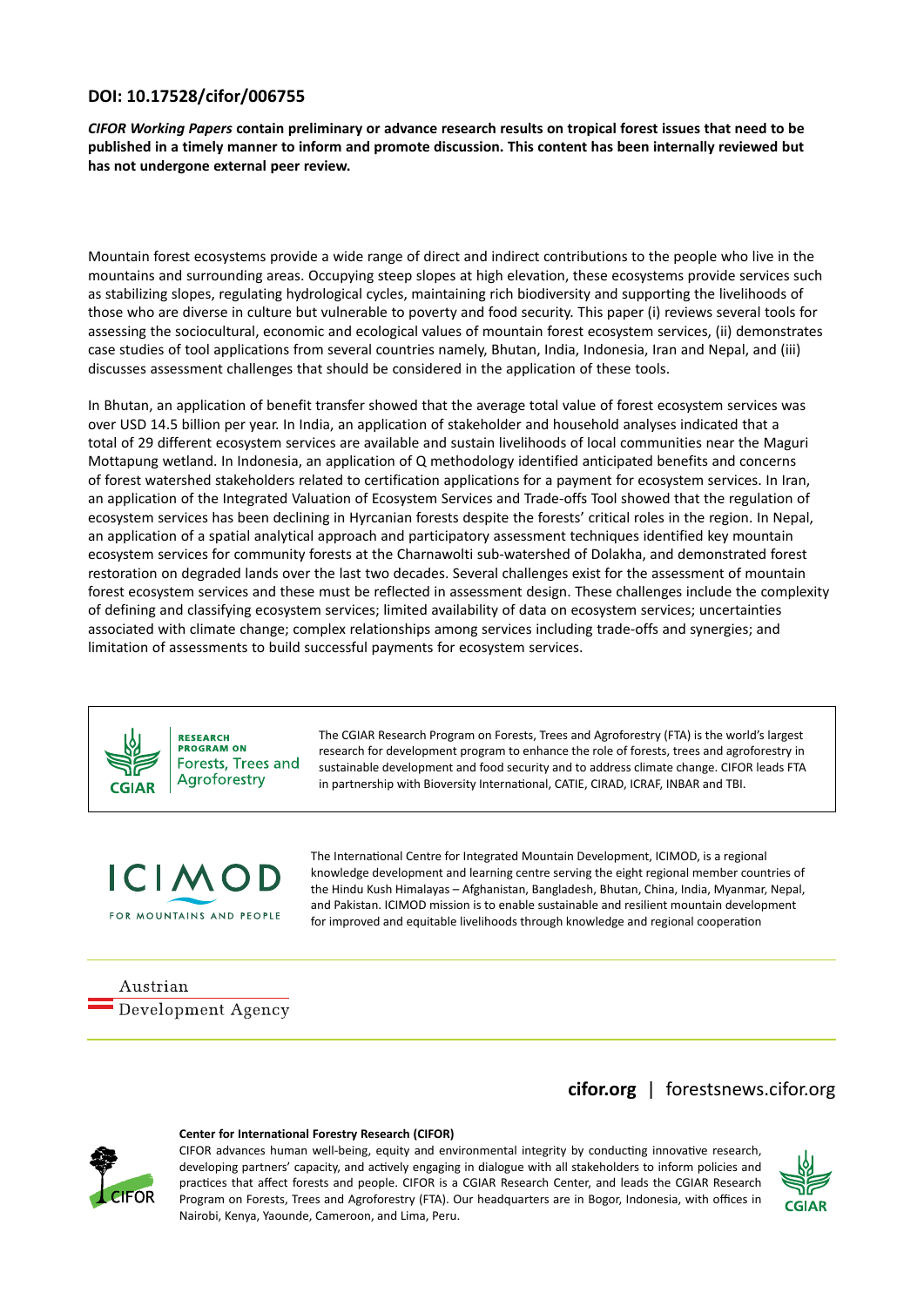**DOI: 10.17528/cifor/006755**

***CIFOR Working Papers* contain preliminary or advance research results on tropical forest issues that need to be published in a timely manner to inform and promote discussion. This content has been internally reviewed but has not undergone external peer review.**

Mountain forest ecosystems provide a wide range of direct and indirect contributions to the people who live in the mountains and surrounding areas. Occupying steep slopes at high elevation, these ecosystems provide services such as stabilizing slopes, regulating hydrological cycles, maintaining rich biodiversity and supporting the livelihoods of those who are diverse in culture but vulnerable to poverty and food security. This paper (i) reviews several tools for assessing the sociocultural, economic and ecological values of mountain forest ecosystem services, (ii) demonstrates case studies of tool applications from several countries namely, Bhutan, India, Indonesia, Iran and Nepal, and (iii) discusses assessment challenges that should be considered in the application of these tools.

In Bhutan, an application of benefit transfer showed that the average total value of forest ecosystem services was over USD 14.5 billion per year. In India, an application of stakeholder and household analyses indicated that a total of 29 different ecosystem services are available and sustain livelihoods of local communities near the Maguri Mottapung wetland. In Indonesia, an application of Q methodology identified anticipated benefits and concerns of forest watershed stakeholders related to certification applications for a payment for ecosystem services. In Iran, an application of the Integrated Valuation of Ecosystem Services and Trade-offs Tool showed that the regulation of ecosystem services has been declining in Hyrcanian forests despite the forests' critical roles in the region. In Nepal, an application of a spatial analytical approach and participatory assessment techniques identified key mountain ecosystem services for community forests at the Charnawolti sub-watershed of Dolakha, and demonstrated forest restoration on degraded lands over the last two decades. Several challenges exist for the assessment of mountain forest ecosystem services and these must be reflected in assessment design. These challenges include the complexity of defining and classifying ecosystem services; limited availability of data on ecosystem services; uncertainties associated with climate change; complex relationships among services including trade-offs and synergies; and limitation of assessments to build successful payments for ecosystem services.

RESEARCH PROGRAM ON Forests, Trees and Agroforestry

The CGIAR Research Program on Forests, Trees and Agroforestry (FTA) is the world's largest research for development program to enhance the role of forests, trees and agroforestry in sustainable development and food security and to address climate change. CIFOR leads FTA in partnership with Bioversity International, CATIE, CIRAD, ICRAF, INBAR and TBI.

ICIMOD FOR MOUNTAINS AND PEOPLE

The International Centre for Integrated Mountain Development, ICIMOD, is a regional knowledge development and learning centre serving the eight regional member countries of the Hindu Kush Himalayas – Afghanistan, Bangladesh, Bhutan, China, India, Myanmar, Nepal, and Pakistan. ICIMOD mission is to enable sustainable and resilient mountain development for improved and equitable livelihoods through knowledge and regional cooperation

Austrian Development Agency

**cifor.org** | forestsnews.cifor.org

**Center for International Forestry Research (CIFOR)**

CIFOR advances human well-being, equity and environmental integrity by conducting innovative research, developing partners' capacity, and actively engaging in dialogue with all stakeholders to inform policies and practices that affect forests and people. CIFOR is a CGIAR Research Center, and leads the CGIAR Research Program on Forests, Trees and Agroforestry (FTA). Our headquarters are in Bogor, Indonesia, with offices in Nairobi, Kenya, Yaounde, Cameroon, and Lima, Peru.